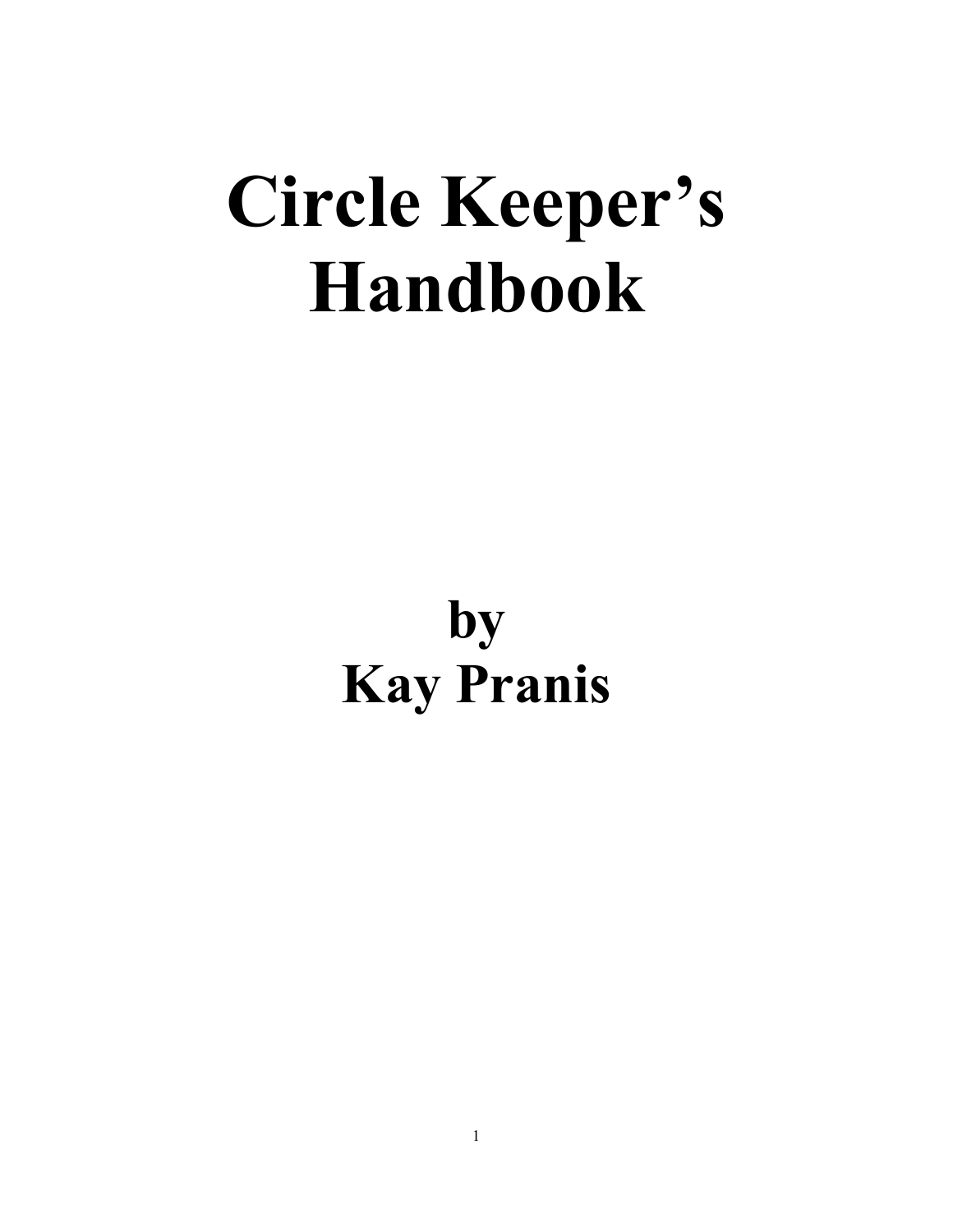# Circle Keeper's Handbook

## by
## Kay Pranis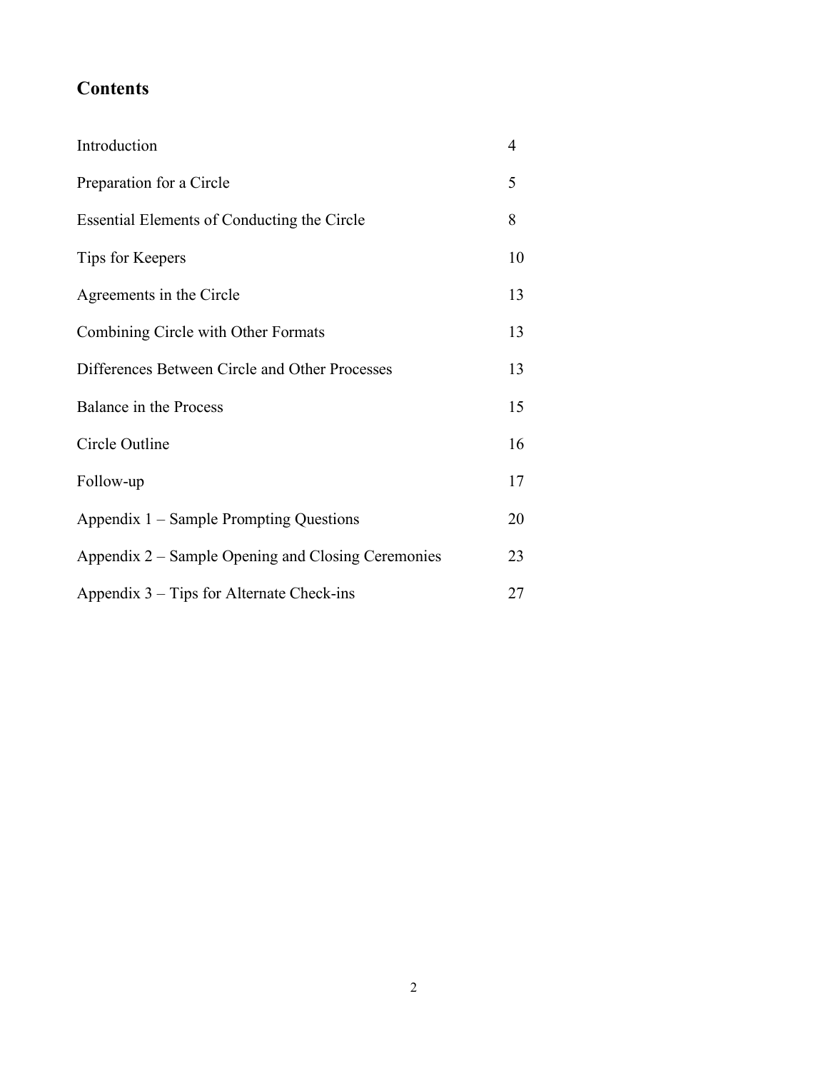## Contents

| | |
|---|---|
| Introduction | 4 |
| Preparation for a Circle | 5 |
| Essential Elements of Conducting the Circle | 8 |
| Tips for Keepers | 10 |
| Agreements in the Circle | 13 |
| Combining Circle with Other Formats | 13 |
| Differences Between Circle and Other Processes | 13 |
| Balance in the Process | 15 |
| Circle Outline | 16 |
| Follow-up | 17 |
| Appendix 1 – Sample Prompting Questions | 20 |
| Appendix 2 – Sample Opening and Closing Ceremonies | 23 |
| Appendix 3 – Tips for Alternate Check-ins | 27 |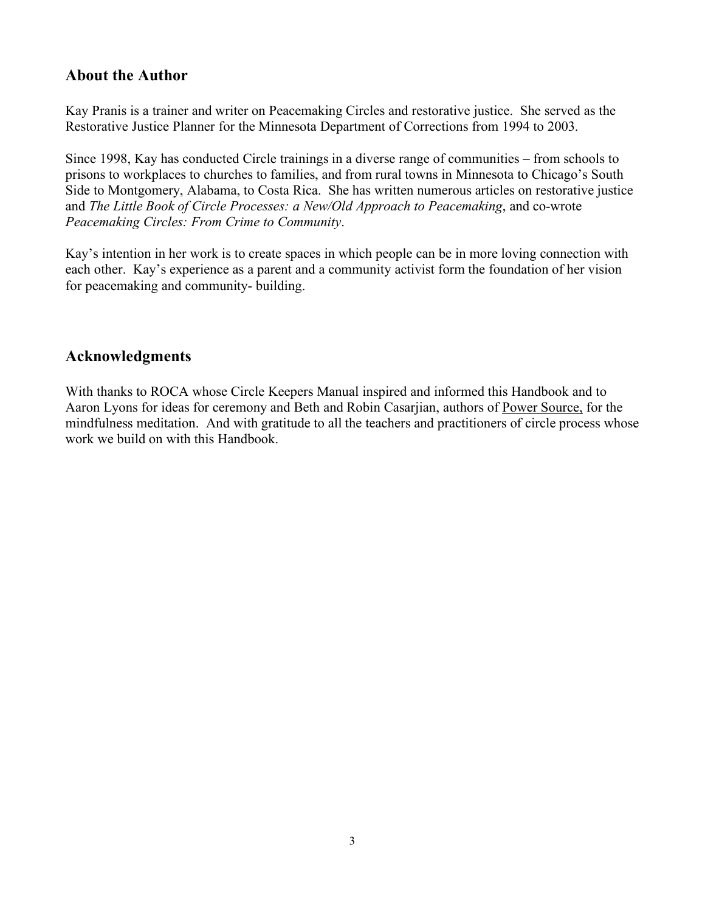## About the Author

Kay Pranis is a trainer and writer on Peacemaking Circles and restorative justice. She served as the Restorative Justice Planner for the Minnesota Department of Corrections from 1994 to 2003.

Since 1998, Kay has conducted Circle trainings in a diverse range of communities – from schools to prisons to workplaces to churches to families, and from rural towns in Minnesota to Chicago's South Side to Montgomery, Alabama, to Costa Rica. She has written numerous articles on restorative justice and *The Little Book of Circle Processes: a New/Old Approach to Peacemaking*, and co-wrote *Peacemaking Circles: From Crime to Community*.

Kay's intention in her work is to create spaces in which people can be in more loving connection with each other. Kay's experience as a parent and a community activist form the foundation of her vision for peacemaking and community- building.

## Acknowledgments

With thanks to ROCA whose Circle Keepers Manual inspired and informed this Handbook and to Aaron Lyons for ideas for ceremony and Beth and Robin Casarjian, authors of Power Source, for the mindfulness meditation. And with gratitude to all the teachers and practitioners of circle process whose work we build on with this Handbook.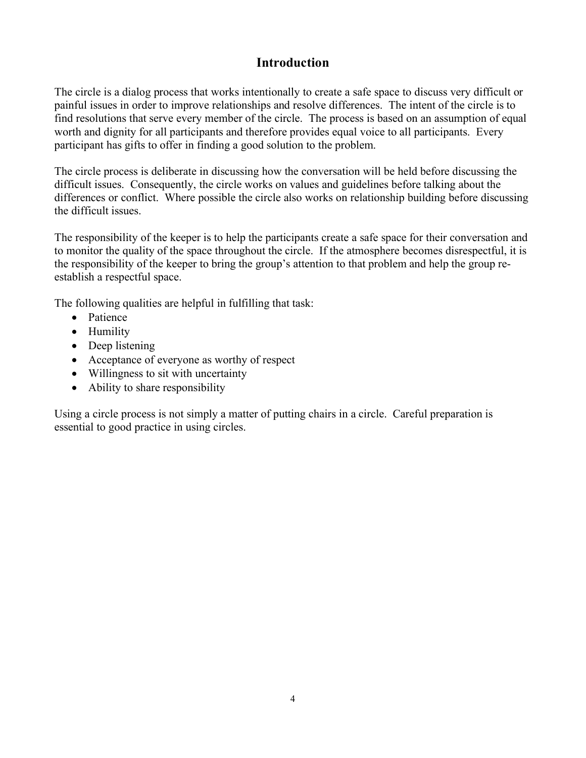# Introduction

The circle is a dialog process that works intentionally to create a safe space to discuss very difficult or painful issues in order to improve relationships and resolve differences. The intent of the circle is to find resolutions that serve every member of the circle. The process is based on an assumption of equal worth and dignity for all participants and therefore provides equal voice to all participants. Every participant has gifts to offer in finding a good solution to the problem.

The circle process is deliberate in discussing how the conversation will be held before discussing the difficult issues. Consequently, the circle works on values and guidelines before talking about the differences or conflict. Where possible the circle also works on relationship building before discussing the difficult issues.

The responsibility of the keeper is to help the participants create a safe space for their conversation and to monitor the quality of the space throughout the circle. If the atmosphere becomes disrespectful, it is the responsibility of the keeper to bring the group's attention to that problem and help the group re-establish a respectful space.

The following qualities are helpful in fulfilling that task:

- Patience
- Humility
- Deep listening
- Acceptance of everyone as worthy of respect
- Willingness to sit with uncertainty
- Ability to share responsibility

Using a circle process is not simply a matter of putting chairs in a circle. Careful preparation is essential to good practice in using circles.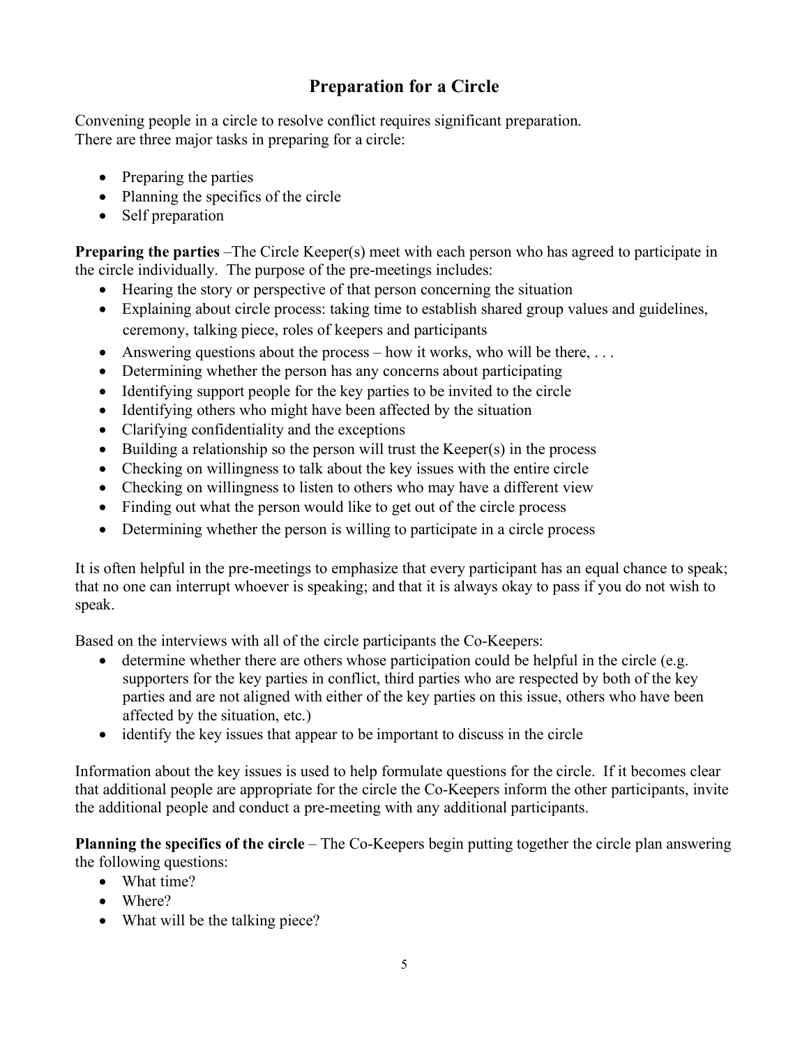## Preparation for a Circle

Convening people in a circle to resolve conflict requires significant preparation.
There are three major tasks in preparing for a circle:

- Preparing the parties
- Planning the specifics of the circle
- Self preparation

**Preparing the parties** –The Circle Keeper(s) meet with each person who has agreed to participate in the circle individually. The purpose of the pre-meetings includes:

- Hearing the story or perspective of that person concerning the situation
- Explaining about circle process: taking time to establish shared group values and guidelines, ceremony, talking piece, roles of keepers and participants
- Answering questions about the process – how it works, who will be there, . . .
- Determining whether the person has any concerns about participating
- Identifying support people for the key parties to be invited to the circle
- Identifying others who might have been affected by the situation
- Clarifying confidentiality and the exceptions
- Building a relationship so the person will trust the Keeper(s) in the process
- Checking on willingness to talk about the key issues with the entire circle
- Checking on willingness to listen to others who may have a different view
- Finding out what the person would like to get out of the circle process
- Determining whether the person is willing to participate in a circle process

It is often helpful in the pre-meetings to emphasize that every participant has an equal chance to speak; that no one can interrupt whoever is speaking; and that it is always okay to pass if you do not wish to speak.

Based on the interviews with all of the circle participants the Co-Keepers:

- determine whether there are others whose participation could be helpful in the circle (e.g. supporters for the key parties in conflict, third parties who are respected by both of the key parties and are not aligned with either of the key parties on this issue, others who have been affected by the situation, etc.)
- identify the key issues that appear to be important to discuss in the circle

Information about the key issues is used to help formulate questions for the circle. If it becomes clear that additional people are appropriate for the circle the Co-Keepers inform the other participants, invite the additional people and conduct a pre-meeting with any additional participants.

**Planning the specifics of the circle** – The Co-Keepers begin putting together the circle plan answering the following questions:

- What time?
- Where?
- What will be the talking piece?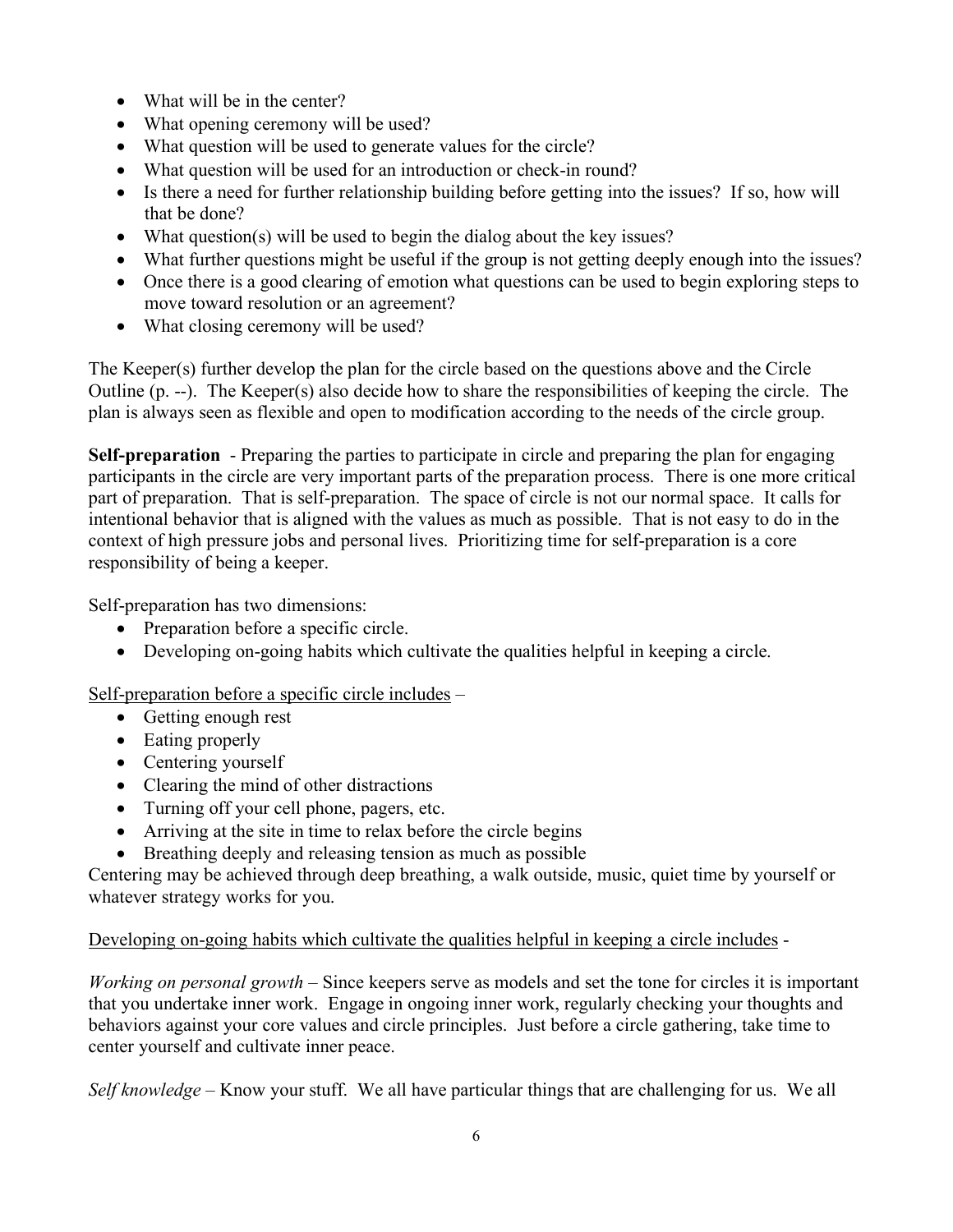- What will be in the center?
- What opening ceremony will be used?
- What question will be used to generate values for the circle?
- What question will be used for an introduction or check-in round?
- Is there a need for further relationship building before getting into the issues? If so, how will that be done?
- What question(s) will be used to begin the dialog about the key issues?
- What further questions might be useful if the group is not getting deeply enough into the issues?
- Once there is a good clearing of emotion what questions can be used to begin exploring steps to move toward resolution or an agreement?
- What closing ceremony will be used?

The Keeper(s) further develop the plan for the circle based on the questions above and the Circle Outline (p. --). The Keeper(s) also decide how to share the responsibilities of keeping the circle. The plan is always seen as flexible and open to modification according to the needs of the circle group.

**Self-preparation** - Preparing the parties to participate in circle and preparing the plan for engaging participants in the circle are very important parts of the preparation process. There is one more critical part of preparation. That is self-preparation. The space of circle is not our normal space. It calls for intentional behavior that is aligned with the values as much as possible. That is not easy to do in the context of high pressure jobs and personal lives. Prioritizing time for self-preparation is a core responsibility of being a keeper.

Self-preparation has two dimensions:

- Preparation before a specific circle.
- Developing on-going habits which cultivate the qualities helpful in keeping a circle.

<u>Self-preparation before a specific circle includes</u> –

- Getting enough rest
- Eating properly
- Centering yourself
- Clearing the mind of other distractions
- Turning off your cell phone, pagers, etc.
- Arriving at the site in time to relax before the circle begins
- Breathing deeply and releasing tension as much as possible

Centering may be achieved through deep breathing, a walk outside, music, quiet time by yourself or whatever strategy works for you.

<u>Developing on-going habits which cultivate the qualities helpful in keeping a circle includes</u> -

*Working on personal growth* – Since keepers serve as models and set the tone for circles it is important that you undertake inner work. Engage in ongoing inner work, regularly checking your thoughts and behaviors against your core values and circle principles. Just before a circle gathering, take time to center yourself and cultivate inner peace.

*Self knowledge* – Know your stuff. We all have particular things that are challenging for us. We all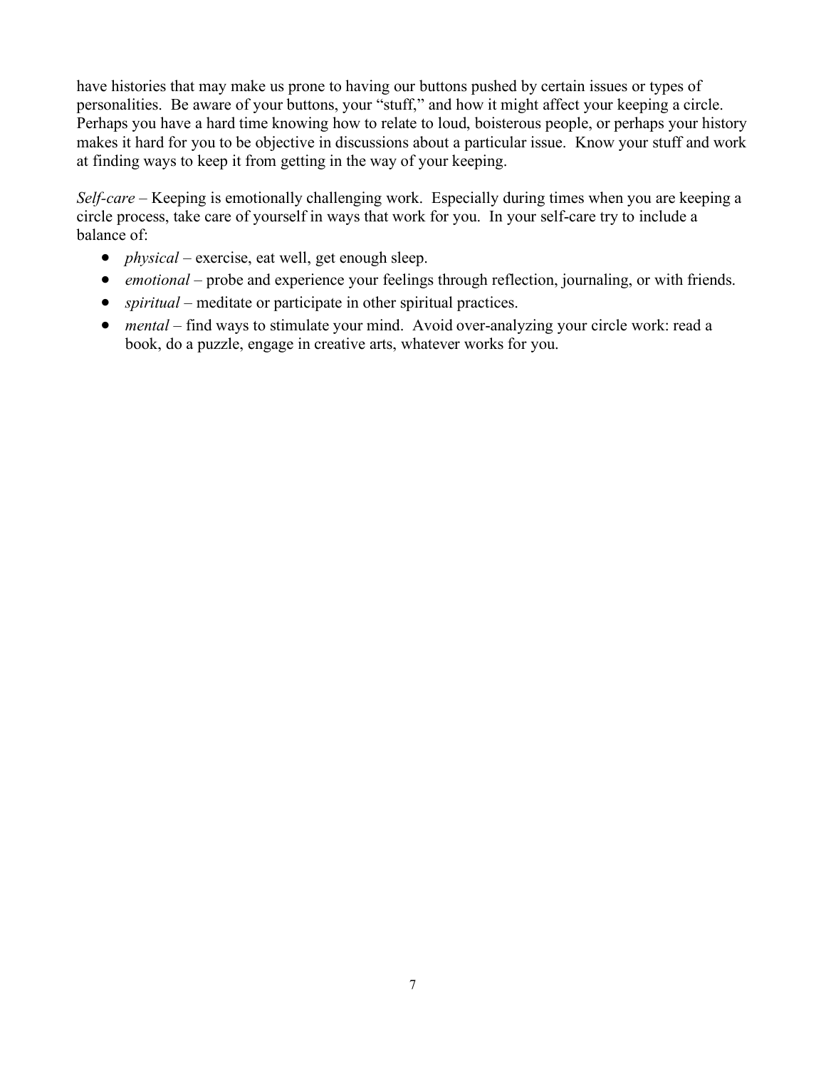have histories that may make us prone to having our buttons pushed by certain issues or types of personalities. Be aware of your buttons, your "stuff," and how it might affect your keeping a circle. Perhaps you have a hard time knowing how to relate to loud, boisterous people, or perhaps your history makes it hard for you to be objective in discussions about a particular issue. Know your stuff and work at finding ways to keep it from getting in the way of your keeping.

*Self-care* – Keeping is emotionally challenging work. Especially during times when you are keeping a circle process, take care of yourself in ways that work for you. In your self-care try to include a balance of:

- *physical* – exercise, eat well, get enough sleep.
- *emotional* – probe and experience your feelings through reflection, journaling, or with friends.
- *spiritual* – meditate or participate in other spiritual practices.
- *mental* – find ways to stimulate your mind. Avoid over-analyzing your circle work: read a book, do a puzzle, engage in creative arts, whatever works for you.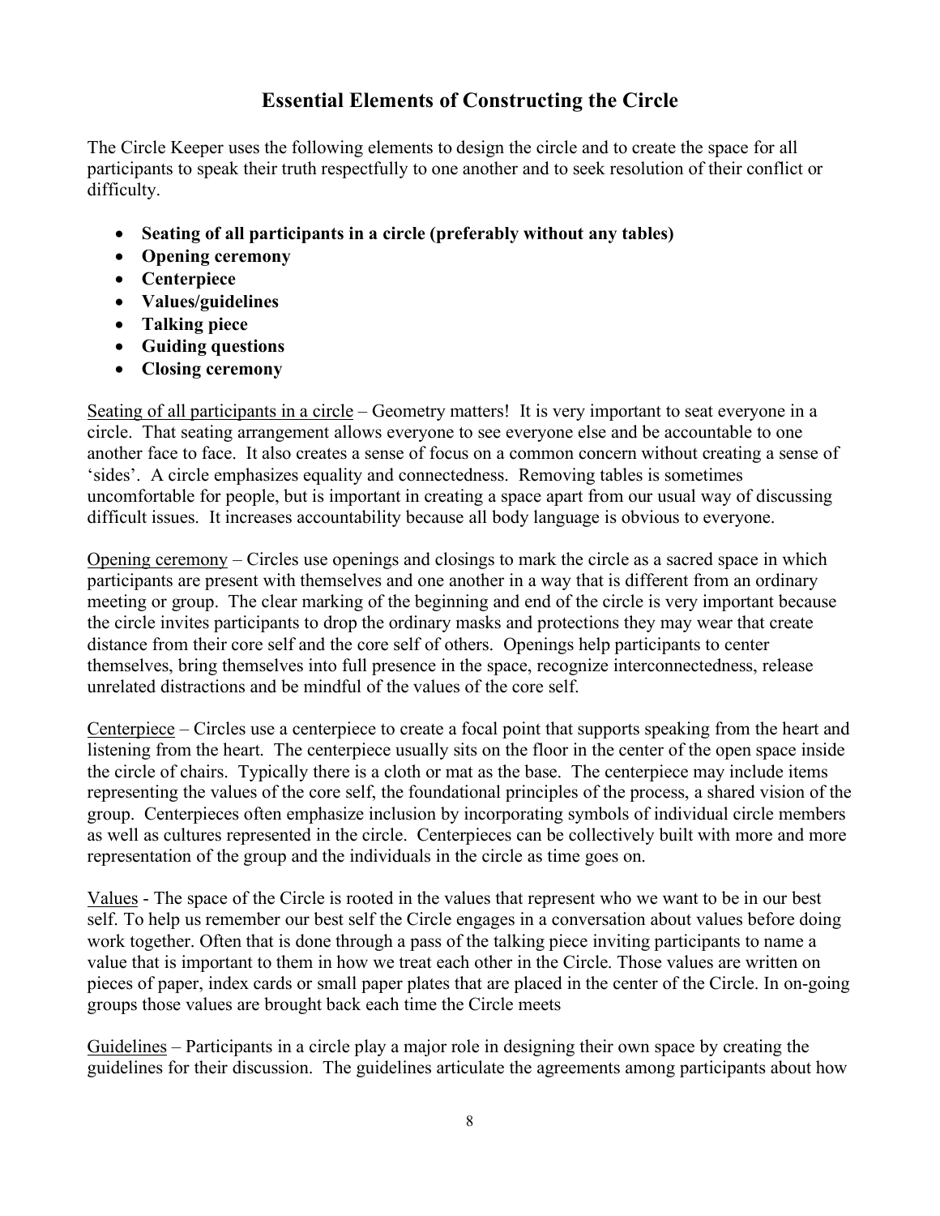## Essential Elements of Constructing the Circle

The Circle Keeper uses the following elements to design the circle and to create the space for all participants to speak their truth respectfully to one another and to seek resolution of their conflict or difficulty.

- **Seating of all participants in a circle (preferably without any tables)**
- **Opening ceremony**
- **Centerpiece**
- **Values/guidelines**
- **Talking piece**
- **Guiding questions**
- **Closing ceremony**

<u>Seating of all participants in a circle</u> – Geometry matters! It is very important to seat everyone in a circle. That seating arrangement allows everyone to see everyone else and be accountable to one another face to face. It also creates a sense of focus on a common concern without creating a sense of 'sides'. A circle emphasizes equality and connectedness. Removing tables is sometimes uncomfortable for people, but is important in creating a space apart from our usual way of discussing difficult issues. It increases accountability because all body language is obvious to everyone.

<u>Opening ceremony</u> – Circles use openings and closings to mark the circle as a sacred space in which participants are present with themselves and one another in a way that is different from an ordinary meeting or group. The clear marking of the beginning and end of the circle is very important because the circle invites participants to drop the ordinary masks and protections they may wear that create distance from their core self and the core self of others. Openings help participants to center themselves, bring themselves into full presence in the space, recognize interconnectedness, release unrelated distractions and be mindful of the values of the core self.

<u>Centerpiece</u> – Circles use a centerpiece to create a focal point that supports speaking from the heart and listening from the heart. The centerpiece usually sits on the floor in the center of the open space inside the circle of chairs. Typically there is a cloth or mat as the base. The centerpiece may include items representing the values of the core self, the foundational principles of the process, a shared vision of the group. Centerpieces often emphasize inclusion by incorporating symbols of individual circle members as well as cultures represented in the circle. Centerpieces can be collectively built with more and more representation of the group and the individuals in the circle as time goes on.

<u>Values</u> - The space of the Circle is rooted in the values that represent who we want to be in our best self. To help us remember our best self the Circle engages in a conversation about values before doing work together. Often that is done through a pass of the talking piece inviting participants to name a value that is important to them in how we treat each other in the Circle. Those values are written on pieces of paper, index cards or small paper plates that are placed in the center of the Circle. In on-going groups those values are brought back each time the Circle meets

<u>Guidelines</u> – Participants in a circle play a major role in designing their own space by creating the guidelines for their discussion. The guidelines articulate the agreements among participants about how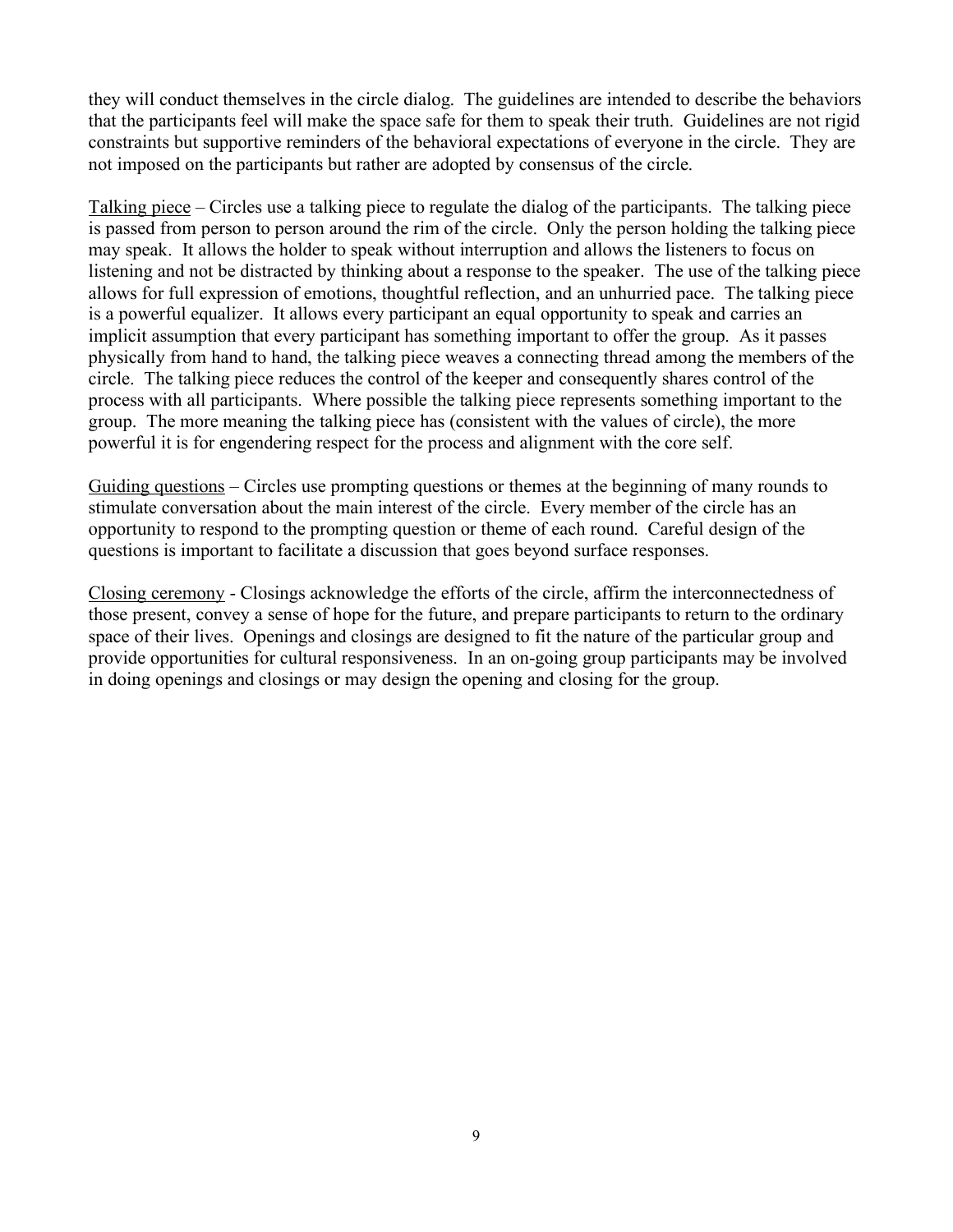they will conduct themselves in the circle dialog. The guidelines are intended to describe the behaviors that the participants feel will make the space safe for them to speak their truth. Guidelines are not rigid constraints but supportive reminders of the behavioral expectations of everyone in the circle. They are not imposed on the participants but rather are adopted by consensus of the circle.

<u>Talking piece</u> – Circles use a talking piece to regulate the dialog of the participants. The talking piece is passed from person to person around the rim of the circle. Only the person holding the talking piece may speak. It allows the holder to speak without interruption and allows the listeners to focus on listening and not be distracted by thinking about a response to the speaker. The use of the talking piece allows for full expression of emotions, thoughtful reflection, and an unhurried pace. The talking piece is a powerful equalizer. It allows every participant an equal opportunity to speak and carries an implicit assumption that every participant has something important to offer the group. As it passes physically from hand to hand, the talking piece weaves a connecting thread among the members of the circle. The talking piece reduces the control of the keeper and consequently shares control of the process with all participants. Where possible the talking piece represents something important to the group. The more meaning the talking piece has (consistent with the values of circle), the more powerful it is for engendering respect for the process and alignment with the core self.

<u>Guiding questions</u> – Circles use prompting questions or themes at the beginning of many rounds to stimulate conversation about the main interest of the circle. Every member of the circle has an opportunity to respond to the prompting question or theme of each round. Careful design of the questions is important to facilitate a discussion that goes beyond surface responses.

<u>Closing ceremony</u> - Closings acknowledge the efforts of the circle, affirm the interconnectedness of those present, convey a sense of hope for the future, and prepare participants to return to the ordinary space of their lives. Openings and closings are designed to fit the nature of the particular group and provide opportunities for cultural responsiveness. In an on-going group participants may be involved in doing openings and closings or may design the opening and closing for the group.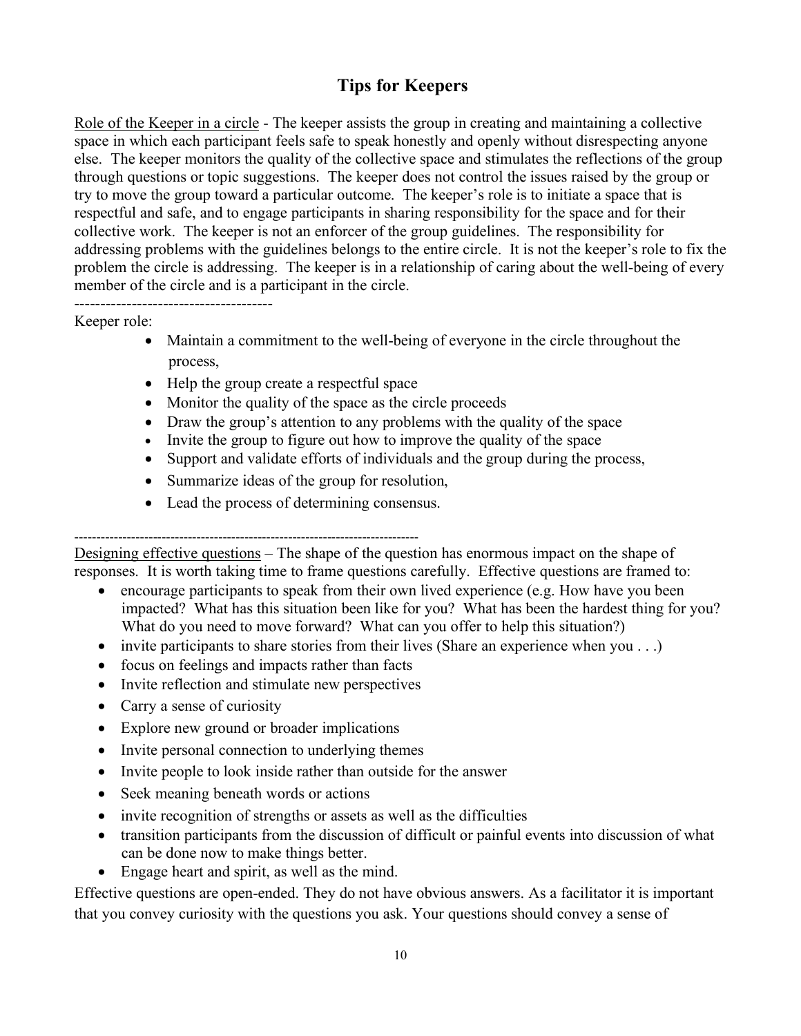## Tips for Keepers

<u>Role of the Keeper in a circle</u> - The keeper assists the group in creating and maintaining a collective space in which each participant feels safe to speak honestly and openly without disrespecting anyone else. The keeper monitors the quality of the collective space and stimulates the reflections of the group through questions or topic suggestions. The keeper does not control the issues raised by the group or try to move the group toward a particular outcome. The keeper's role is to initiate a space that is respectful and safe, and to engage participants in sharing responsibility for the space and for their collective work. The keeper is not an enforcer of the group guidelines. The responsibility for addressing problems with the guidelines belongs to the entire circle. It is not the keeper's role to fix the problem the circle is addressing. The keeper is in a relationship of caring about the well-being of every member of the circle and is a participant in the circle.

-------------------------------------

Keeper role:

- Maintain a commitment to the well-being of everyone in the circle throughout the process,
- Help the group create a respectful space
- Monitor the quality of the space as the circle proceeds
- Draw the group's attention to any problems with the quality of the space
- Invite the group to figure out how to improve the quality of the space
- Support and validate efforts of individuals and the group during the process,
- Summarize ideas of the group for resolution,
- Lead the process of determining consensus.

-------------------------------------------------------------------------------

<u>Designing effective questions</u> – The shape of the question has enormous impact on the shape of responses. It is worth taking time to frame questions carefully. Effective questions are framed to:

- encourage participants to speak from their own lived experience (e.g. How have you been impacted? What has this situation been like for you? What has been the hardest thing for you? What do you need to move forward? What can you offer to help this situation?)
- invite participants to share stories from their lives (Share an experience when you . . .)
- focus on feelings and impacts rather than facts
- Invite reflection and stimulate new perspectives
- Carry a sense of curiosity
- Explore new ground or broader implications
- Invite personal connection to underlying themes
- Invite people to look inside rather than outside for the answer
- Seek meaning beneath words or actions
- invite recognition of strengths or assets as well as the difficulties
- transition participants from the discussion of difficult or painful events into discussion of what can be done now to make things better.
- Engage heart and spirit, as well as the mind.

Effective questions are open-ended. They do not have obvious answers. As a facilitator it is important that you convey curiosity with the questions you ask. Your questions should convey a sense of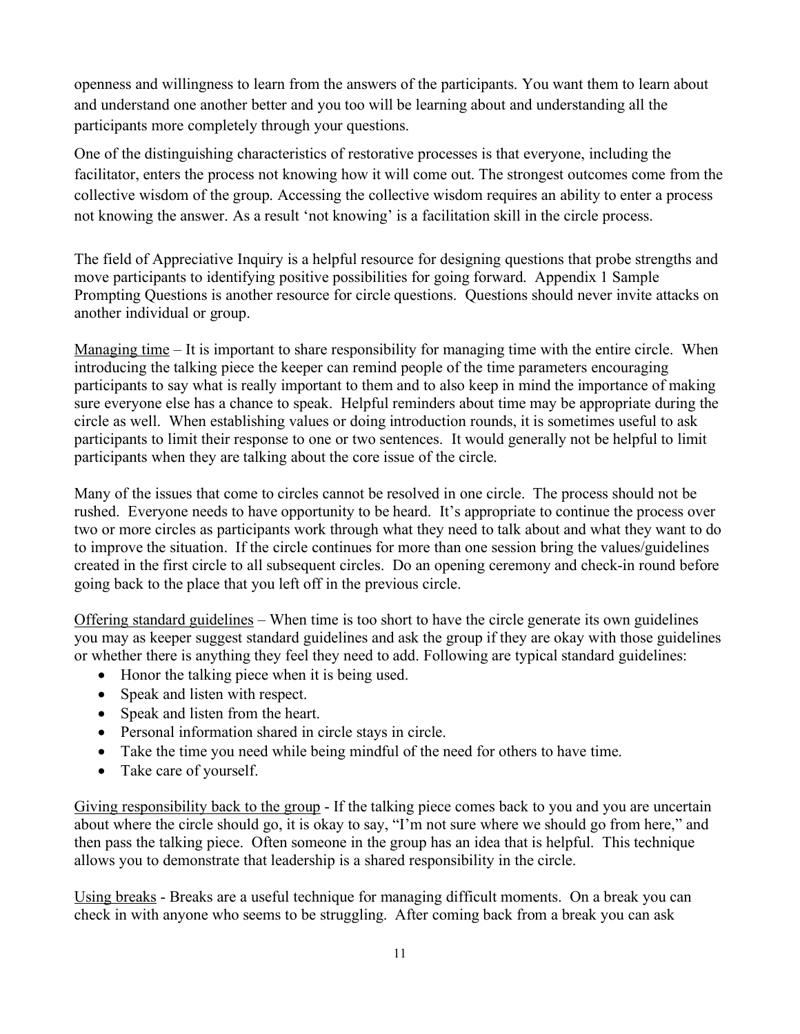openness and willingness to learn from the answers of the participants. You want them to learn about and understand one another better and you too will be learning about and understanding all the participants more completely through your questions.

One of the distinguishing characteristics of restorative processes is that everyone, including the facilitator, enters the process not knowing how it will come out. The strongest outcomes come from the collective wisdom of the group. Accessing the collective wisdom requires an ability to enter a process not knowing the answer. As a result 'not knowing' is a facilitation skill in the circle process.

The field of Appreciative Inquiry is a helpful resource for designing questions that probe strengths and move participants to identifying positive possibilities for going forward. Appendix 1 Sample Prompting Questions is another resource for circle questions. Questions should never invite attacks on another individual or group.

<u>Managing time</u> – It is important to share responsibility for managing time with the entire circle. When introducing the talking piece the keeper can remind people of the time parameters encouraging participants to say what is really important to them and to also keep in mind the importance of making sure everyone else has a chance to speak. Helpful reminders about time may be appropriate during the circle as well. When establishing values or doing introduction rounds, it is sometimes useful to ask participants to limit their response to one or two sentences. It would generally not be helpful to limit participants when they are talking about the core issue of the circle.

Many of the issues that come to circles cannot be resolved in one circle. The process should not be rushed. Everyone needs to have opportunity to be heard. It's appropriate to continue the process over two or more circles as participants work through what they need to talk about and what they want to do to improve the situation. If the circle continues for more than one session bring the values/guidelines created in the first circle to all subsequent circles. Do an opening ceremony and check-in round before going back to the place that you left off in the previous circle.

<u>Offering standard guidelines</u> – When time is too short to have the circle generate its own guidelines you may as keeper suggest standard guidelines and ask the group if they are okay with those guidelines or whether there is anything they feel they need to add. Following are typical standard guidelines:

- Honor the talking piece when it is being used.
- Speak and listen with respect.
- Speak and listen from the heart.
- Personal information shared in circle stays in circle.
- Take the time you need while being mindful of the need for others to have time.
- Take care of yourself.

<u>Giving responsibility back to the group</u> - If the talking piece comes back to you and you are uncertain about where the circle should go, it is okay to say, "I'm not sure where we should go from here," and then pass the talking piece. Often someone in the group has an idea that is helpful. This technique allows you to demonstrate that leadership is a shared responsibility in the circle.

<u>Using breaks</u> - Breaks are a useful technique for managing difficult moments. On a break you can check in with anyone who seems to be struggling. After coming back from a break you can ask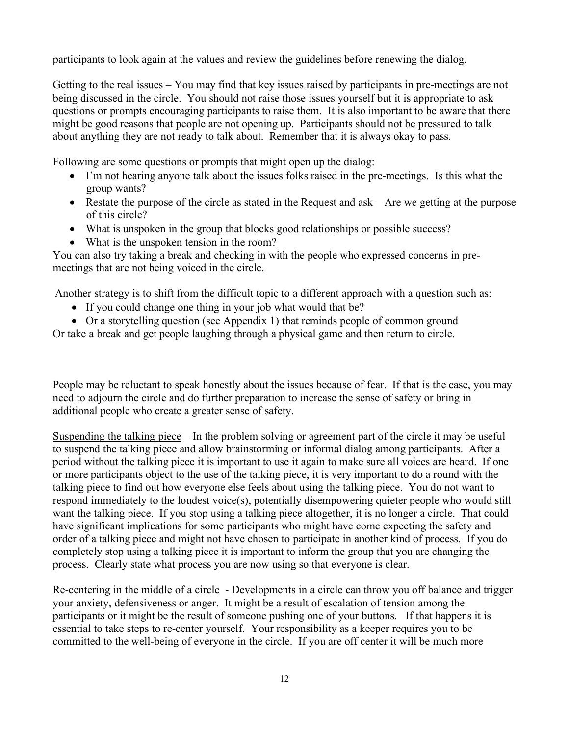participants to look again at the values and review the guidelines before renewing the dialog.

Getting to the real issues – You may find that key issues raised by participants in pre-meetings are not being discussed in the circle. You should not raise those issues yourself but it is appropriate to ask questions or prompts encouraging participants to raise them. It is also important to be aware that there might be good reasons that people are not opening up. Participants should not be pressured to talk about anything they are not ready to talk about. Remember that it is always okay to pass.

Following are some questions or prompts that might open up the dialog:

- I'm not hearing anyone talk about the issues folks raised in the pre-meetings. Is this what the group wants?
- Restate the purpose of the circle as stated in the Request and ask – Are we getting at the purpose of this circle?
- What is unspoken in the group that blocks good relationships or possible success?
- What is the unspoken tension in the room?

You can also try taking a break and checking in with the people who expressed concerns in pre-meetings that are not being voiced in the circle.

Another strategy is to shift from the difficult topic to a different approach with a question such as:

- If you could change one thing in your job what would that be?
- Or a storytelling question (see Appendix 1) that reminds people of common ground

Or take a break and get people laughing through a physical game and then return to circle.

People may be reluctant to speak honestly about the issues because of fear. If that is the case, you may need to adjourn the circle and do further preparation to increase the sense of safety or bring in additional people who create a greater sense of safety.

Suspending the talking piece – In the problem solving or agreement part of the circle it may be useful to suspend the talking piece and allow brainstorming or informal dialog among participants. After a period without the talking piece it is important to use it again to make sure all voices are heard. If one or more participants object to the use of the talking piece, it is very important to do a round with the talking piece to find out how everyone else feels about using the talking piece. You do not want to respond immediately to the loudest voice(s), potentially disempowering quieter people who would still want the talking piece. If you stop using a talking piece altogether, it is no longer a circle. That could have significant implications for some participants who might have come expecting the safety and order of a talking piece and might not have chosen to participate in another kind of process. If you do completely stop using a talking piece it is important to inform the group that you are changing the process. Clearly state what process you are now using so that everyone is clear.

Re-centering in the middle of a circle - Developments in a circle can throw you off balance and trigger your anxiety, defensiveness or anger. It might be a result of escalation of tension among the participants or it might be the result of someone pushing one of your buttons. If that happens it is essential to take steps to re-center yourself. Your responsibility as a keeper requires you to be committed to the well-being of everyone in the circle. If you are off center it will be much more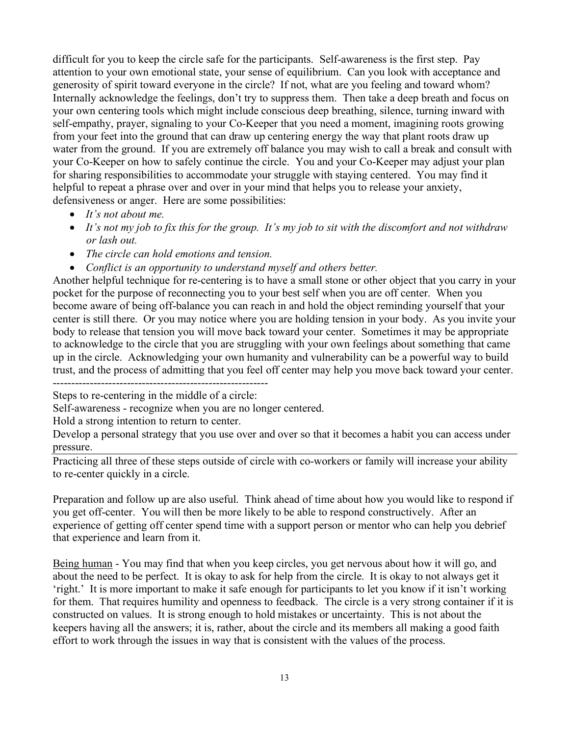difficult for you to keep the circle safe for the participants. Self-awareness is the first step. Pay attention to your own emotional state, your sense of equilibrium. Can you look with acceptance and generosity of spirit toward everyone in the circle? If not, what are you feeling and toward whom? Internally acknowledge the feelings, don't try to suppress them. Then take a deep breath and focus on your own centering tools which might include conscious deep breathing, silence, turning inward with self-empathy, prayer, signaling to your Co-Keeper that you need a moment, imagining roots growing from your feet into the ground that can draw up centering energy the way that plant roots draw up water from the ground. If you are extremely off balance you may wish to call a break and consult with your Co-Keeper on how to safely continue the circle. You and your Co-Keeper may adjust your plan for sharing responsibilities to accommodate your struggle with staying centered. You may find it helpful to repeat a phrase over and over in your mind that helps you to release your anxiety, defensiveness or anger. Here are some possibilities:

- *It's not about me.*
- *It's not my job to fix this for the group. It's my job to sit with the discomfort and not withdraw or lash out.*
- *The circle can hold emotions and tension.*
- *Conflict is an opportunity to understand myself and others better.*

Another helpful technique for re-centering is to have a small stone or other object that you carry in your pocket for the purpose of reconnecting you to your best self when you are off center. When you become aware of being off-balance you can reach in and hold the object reminding yourself that your center is still there. Or you may notice where you are holding tension in your body. As you invite your body to release that tension you will move back toward your center. Sometimes it may be appropriate to acknowledge to the circle that you are struggling with your own feelings about something that came up in the circle. Acknowledging your own humanity and vulnerability can be a powerful way to build trust, and the process of admitting that you feel off center may help you move back toward your center.

---------------------------------------------------------

Steps to re-centering in the middle of a circle:

Self-awareness - recognize when you are no longer centered.

Hold a strong intention to return to center.

Develop a personal strategy that you use over and over so that it becomes a habit you can access under pressure.

---

Practicing all three of these steps outside of circle with co-workers or family will increase your ability to re-center quickly in a circle.

Preparation and follow up are also useful. Think ahead of time about how you would like to respond if you get off-center. You will then be more likely to be able to respond constructively. After an experience of getting off center spend time with a support person or mentor who can help you debrief that experience and learn from it.

<u>Being human</u> - You may find that when you keep circles, you get nervous about how it will go, and about the need to be perfect. It is okay to ask for help from the circle. It is okay to not always get it 'right.' It is more important to make it safe enough for participants to let you know if it isn't working for them. That requires humility and openness to feedback. The circle is a very strong container if it is constructed on values. It is strong enough to hold mistakes or uncertainty. This is not about the keepers having all the answers; it is, rather, about the circle and its members all making a good faith effort to work through the issues in way that is consistent with the values of the process.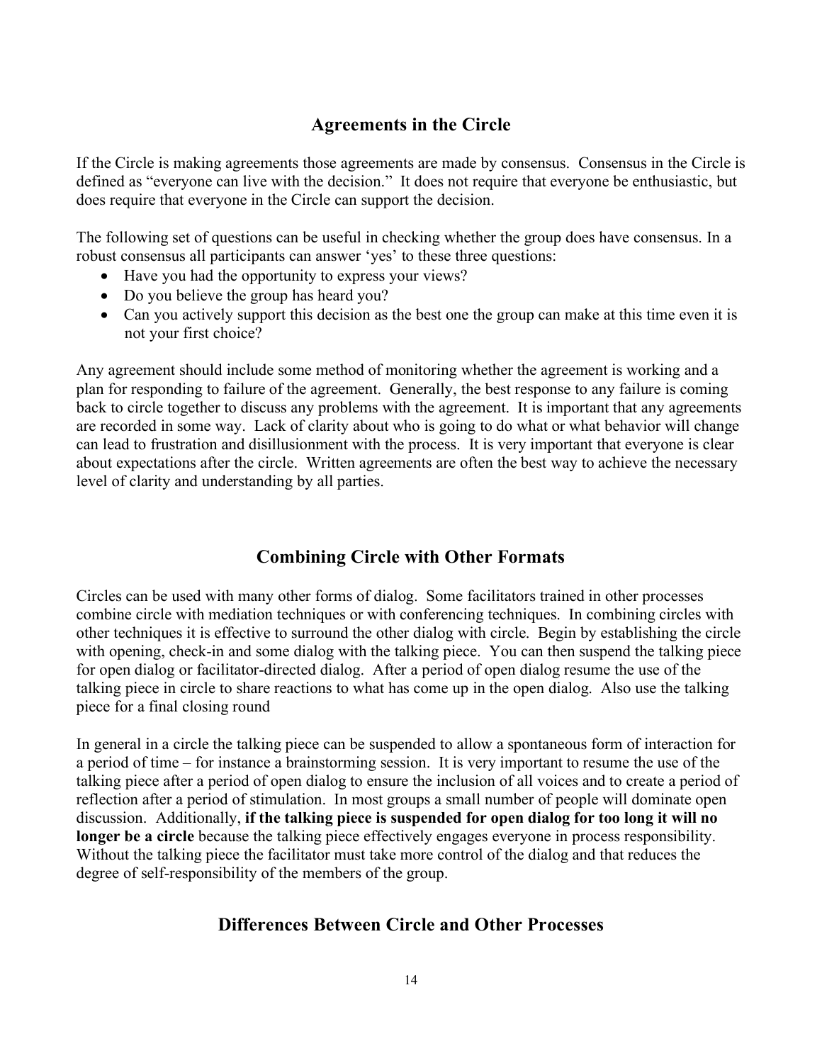## Agreements in the Circle

If the Circle is making agreements those agreements are made by consensus. Consensus in the Circle is defined as "everyone can live with the decision." It does not require that everyone be enthusiastic, but does require that everyone in the Circle can support the decision.

The following set of questions can be useful in checking whether the group does have consensus. In a robust consensus all participants can answer 'yes' to these three questions:

- Have you had the opportunity to express your views?
- Do you believe the group has heard you?
- Can you actively support this decision as the best one the group can make at this time even it is not your first choice?

Any agreement should include some method of monitoring whether the agreement is working and a plan for responding to failure of the agreement. Generally, the best response to any failure is coming back to circle together to discuss any problems with the agreement. It is important that any agreements are recorded in some way. Lack of clarity about who is going to do what or what behavior will change can lead to frustration and disillusionment with the process. It is very important that everyone is clear about expectations after the circle. Written agreements are often the best way to achieve the necessary level of clarity and understanding by all parties.

## Combining Circle with Other Formats

Circles can be used with many other forms of dialog. Some facilitators trained in other processes combine circle with mediation techniques or with conferencing techniques. In combining circles with other techniques it is effective to surround the other dialog with circle. Begin by establishing the circle with opening, check-in and some dialog with the talking piece. You can then suspend the talking piece for open dialog or facilitator-directed dialog. After a period of open dialog resume the use of the talking piece in circle to share reactions to what has come up in the open dialog. Also use the talking piece for a final closing round

In general in a circle the talking piece can be suspended to allow a spontaneous form of interaction for a period of time – for instance a brainstorming session. It is very important to resume the use of the talking piece after a period of open dialog to ensure the inclusion of all voices and to create a period of reflection after a period of stimulation. In most groups a small number of people will dominate open discussion. Additionally, **if the talking piece is suspended for open dialog for too long it will no longer be a circle** because the talking piece effectively engages everyone in process responsibility. Without the talking piece the facilitator must take more control of the dialog and that reduces the degree of self-responsibility of the members of the group.

## Differences Between Circle and Other Processes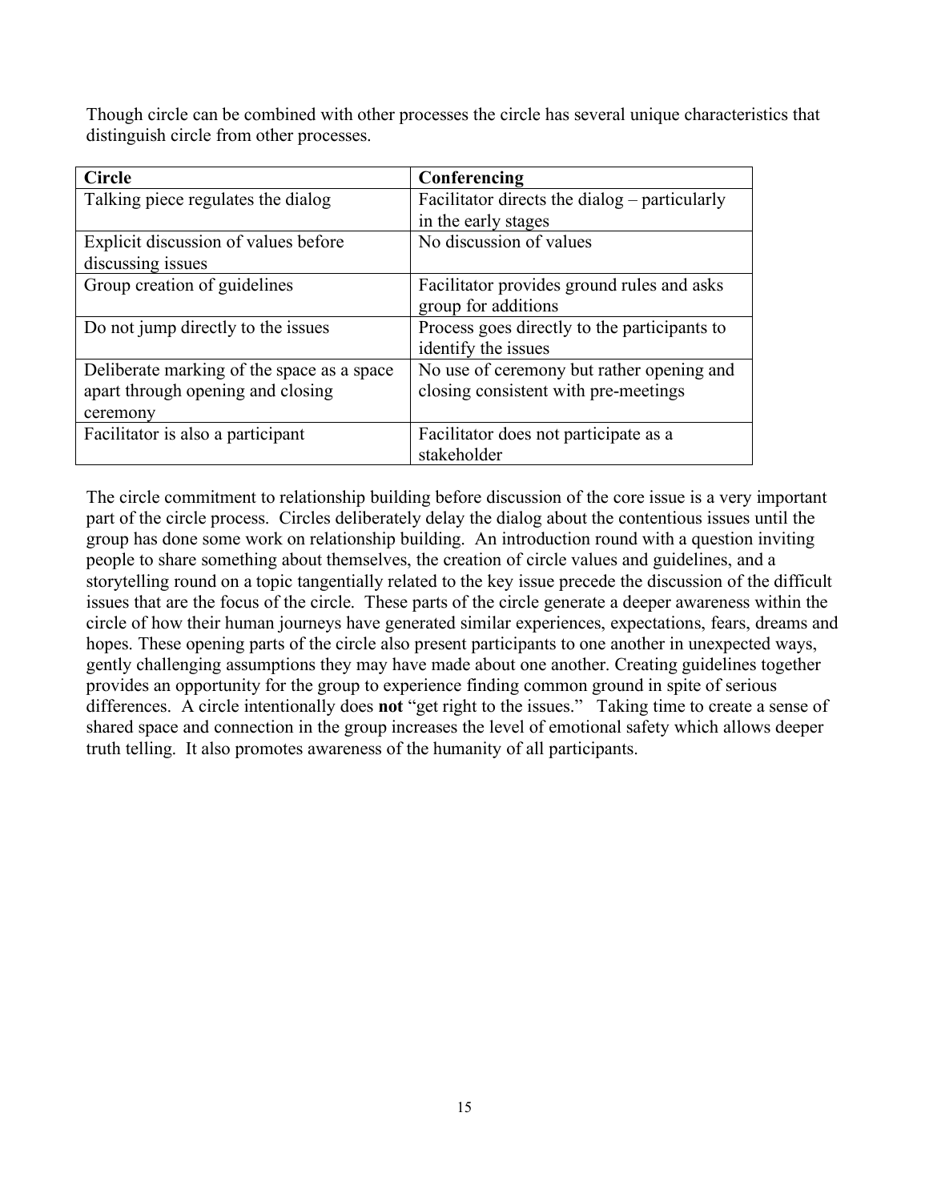Though circle can be combined with other processes the circle has several unique characteristics that distinguish circle from other processes.

| **Circle** | **Conferencing** |
| --- | --- |
| Talking piece regulates the dialog | Facilitator directs the dialog – particularly in the early stages |
| Explicit discussion of values before discussing issues | No discussion of values |
| Group creation of guidelines | Facilitator provides ground rules and asks group for additions |
| Do not jump directly to the issues | Process goes directly to the participants to identify the issues |
| Deliberate marking of the space as a space apart through opening and closing ceremony | No use of ceremony but rather opening and closing consistent with pre-meetings |
| Facilitator is also a participant | Facilitator does not participate as a stakeholder |

The circle commitment to relationship building before discussion of the core issue is a very important part of the circle process. Circles deliberately delay the dialog about the contentious issues until the group has done some work on relationship building. An introduction round with a question inviting people to share something about themselves, the creation of circle values and guidelines, and a storytelling round on a topic tangentially related to the key issue precede the discussion of the difficult issues that are the focus of the circle. These parts of the circle generate a deeper awareness within the circle of how their human journeys have generated similar experiences, expectations, fears, dreams and hopes. These opening parts of the circle also present participants to one another in unexpected ways, gently challenging assumptions they may have made about one another. Creating guidelines together provides an opportunity for the group to experience finding common ground in spite of serious differences. A circle intentionally does **not** "get right to the issues." Taking time to create a sense of shared space and connection in the group increases the level of emotional safety which allows deeper truth telling. It also promotes awareness of the humanity of all participants.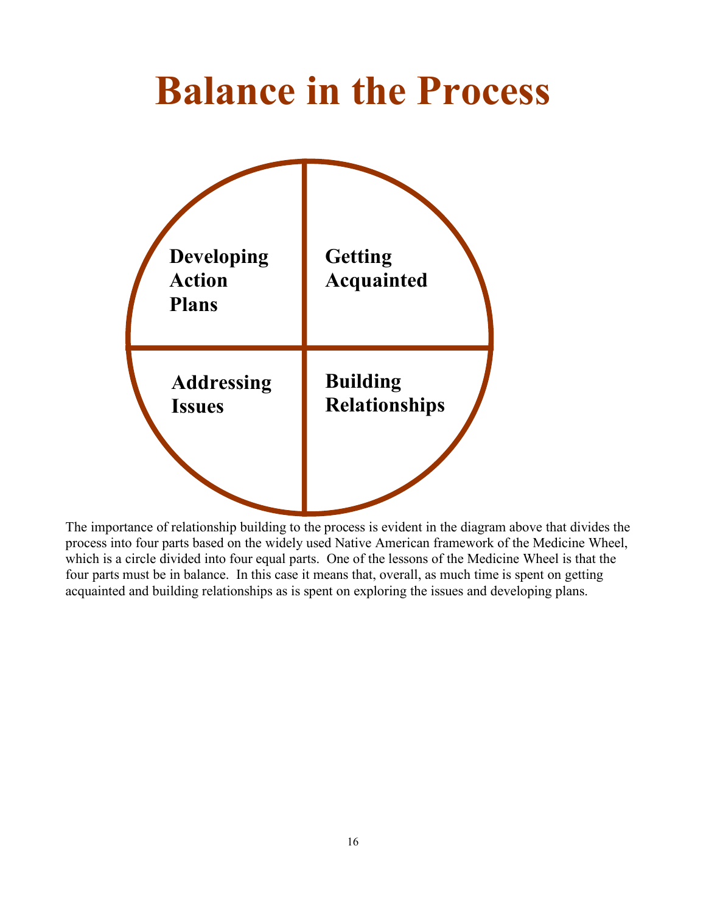# Balance in the Process

Developing Action Plans

Getting Acquainted

Addressing Issues

Building Relationships

The importance of relationship building to the process is evident in the diagram above that divides the process into four parts based on the widely used Native American framework of the Medicine Wheel, which is a circle divided into four equal parts. One of the lessons of the Medicine Wheel is that the four parts must be in balance. In this case it means that, overall, as much time is spent on getting acquainted and building relationships as is spent on exploring the issues and developing plans.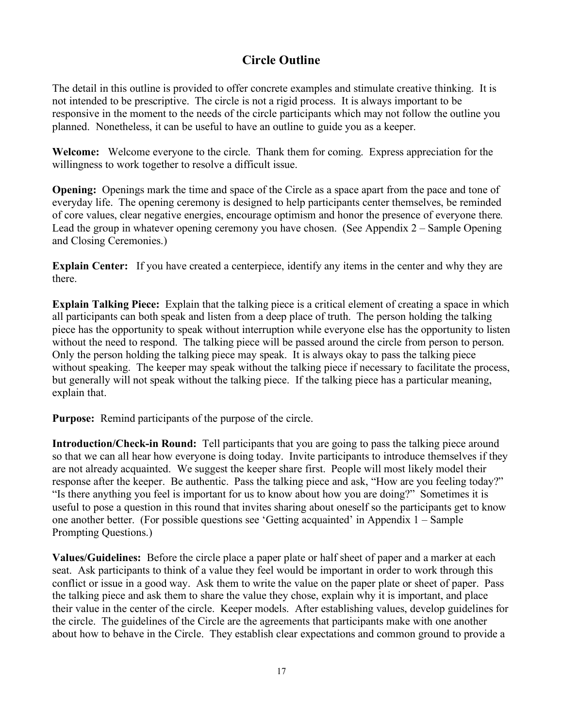## Circle Outline

The detail in this outline is provided to offer concrete examples and stimulate creative thinking. It is not intended to be prescriptive. The circle is not a rigid process. It is always important to be responsive in the moment to the needs of the circle participants which may not follow the outline you planned. Nonetheless, it can be useful to have an outline to guide you as a keeper.

**Welcome:** Welcome everyone to the circle. Thank them for coming. Express appreciation for the willingness to work together to resolve a difficult issue.

**Opening:** Openings mark the time and space of the Circle as a space apart from the pace and tone of everyday life. The opening ceremony is designed to help participants center themselves, be reminded of core values, clear negative energies, encourage optimism and honor the presence of everyone there. Lead the group in whatever opening ceremony you have chosen. (See Appendix 2 – Sample Opening and Closing Ceremonies.)

**Explain Center:** If you have created a centerpiece, identify any items in the center and why they are there.

**Explain Talking Piece:** Explain that the talking piece is a critical element of creating a space in which all participants can both speak and listen from a deep place of truth. The person holding the talking piece has the opportunity to speak without interruption while everyone else has the opportunity to listen without the need to respond. The talking piece will be passed around the circle from person to person. Only the person holding the talking piece may speak. It is always okay to pass the talking piece without speaking. The keeper may speak without the talking piece if necessary to facilitate the process, but generally will not speak without the talking piece. If the talking piece has a particular meaning, explain that.

**Purpose:** Remind participants of the purpose of the circle.

**Introduction/Check-in Round:** Tell participants that you are going to pass the talking piece around so that we can all hear how everyone is doing today. Invite participants to introduce themselves if they are not already acquainted. We suggest the keeper share first. People will most likely model their response after the keeper. Be authentic. Pass the talking piece and ask, "How are you feeling today?" "Is there anything you feel is important for us to know about how you are doing?" Sometimes it is useful to pose a question in this round that invites sharing about oneself so the participants get to know one another better. (For possible questions see 'Getting acquainted' in Appendix 1 – Sample Prompting Questions.)

**Values/Guidelines:** Before the circle place a paper plate or half sheet of paper and a marker at each seat. Ask participants to think of a value they feel would be important in order to work through this conflict or issue in a good way. Ask them to write the value on the paper plate or sheet of paper. Pass the talking piece and ask them to share the value they chose, explain why it is important, and place their value in the center of the circle. Keeper models. After establishing values, develop guidelines for the circle. The guidelines of the Circle are the agreements that participants make with one another about how to behave in the Circle. They establish clear expectations and common ground to provide a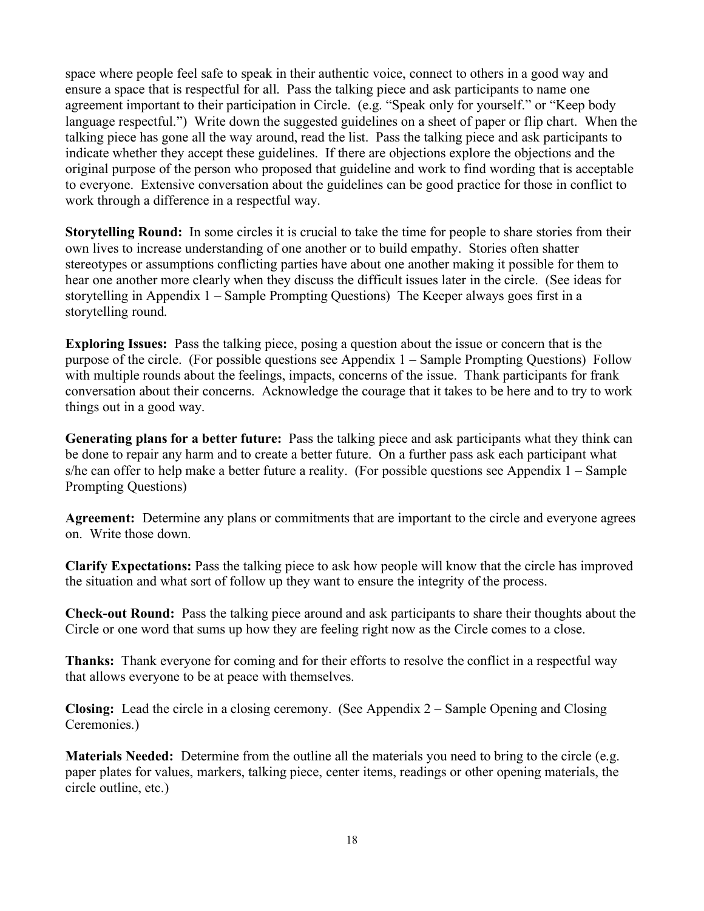space where people feel safe to speak in their authentic voice, connect to others in a good way and ensure a space that is respectful for all. Pass the talking piece and ask participants to name one agreement important to their participation in Circle. (e.g. "Speak only for yourself." or "Keep body language respectful.") Write down the suggested guidelines on a sheet of paper or flip chart. When the talking piece has gone all the way around, read the list. Pass the talking piece and ask participants to indicate whether they accept these guidelines. If there are objections explore the objections and the original purpose of the person who proposed that guideline and work to find wording that is acceptable to everyone. Extensive conversation about the guidelines can be good practice for those in conflict to work through a difference in a respectful way.

**Storytelling Round:** In some circles it is crucial to take the time for people to share stories from their own lives to increase understanding of one another or to build empathy. Stories often shatter stereotypes or assumptions conflicting parties have about one another making it possible for them to hear one another more clearly when they discuss the difficult issues later in the circle. (See ideas for storytelling in Appendix 1 – Sample Prompting Questions) The Keeper always goes first in a storytelling round.

**Exploring Issues:** Pass the talking piece, posing a question about the issue or concern that is the purpose of the circle. (For possible questions see Appendix 1 – Sample Prompting Questions) Follow with multiple rounds about the feelings, impacts, concerns of the issue. Thank participants for frank conversation about their concerns. Acknowledge the courage that it takes to be here and to try to work things out in a good way.

**Generating plans for a better future:** Pass the talking piece and ask participants what they think can be done to repair any harm and to create a better future. On a further pass ask each participant what s/he can offer to help make a better future a reality. (For possible questions see Appendix 1 – Sample Prompting Questions)

**Agreement:** Determine any plans or commitments that are important to the circle and everyone agrees on. Write those down.

**Clarify Expectations:** Pass the talking piece to ask how people will know that the circle has improved the situation and what sort of follow up they want to ensure the integrity of the process.

**Check-out Round:** Pass the talking piece around and ask participants to share their thoughts about the Circle or one word that sums up how they are feeling right now as the Circle comes to a close.

**Thanks:** Thank everyone for coming and for their efforts to resolve the conflict in a respectful way that allows everyone to be at peace with themselves.

**Closing:** Lead the circle in a closing ceremony. (See Appendix 2 – Sample Opening and Closing Ceremonies.)

**Materials Needed:** Determine from the outline all the materials you need to bring to the circle (e.g. paper plates for values, markers, talking piece, center items, readings or other opening materials, the circle outline, etc.)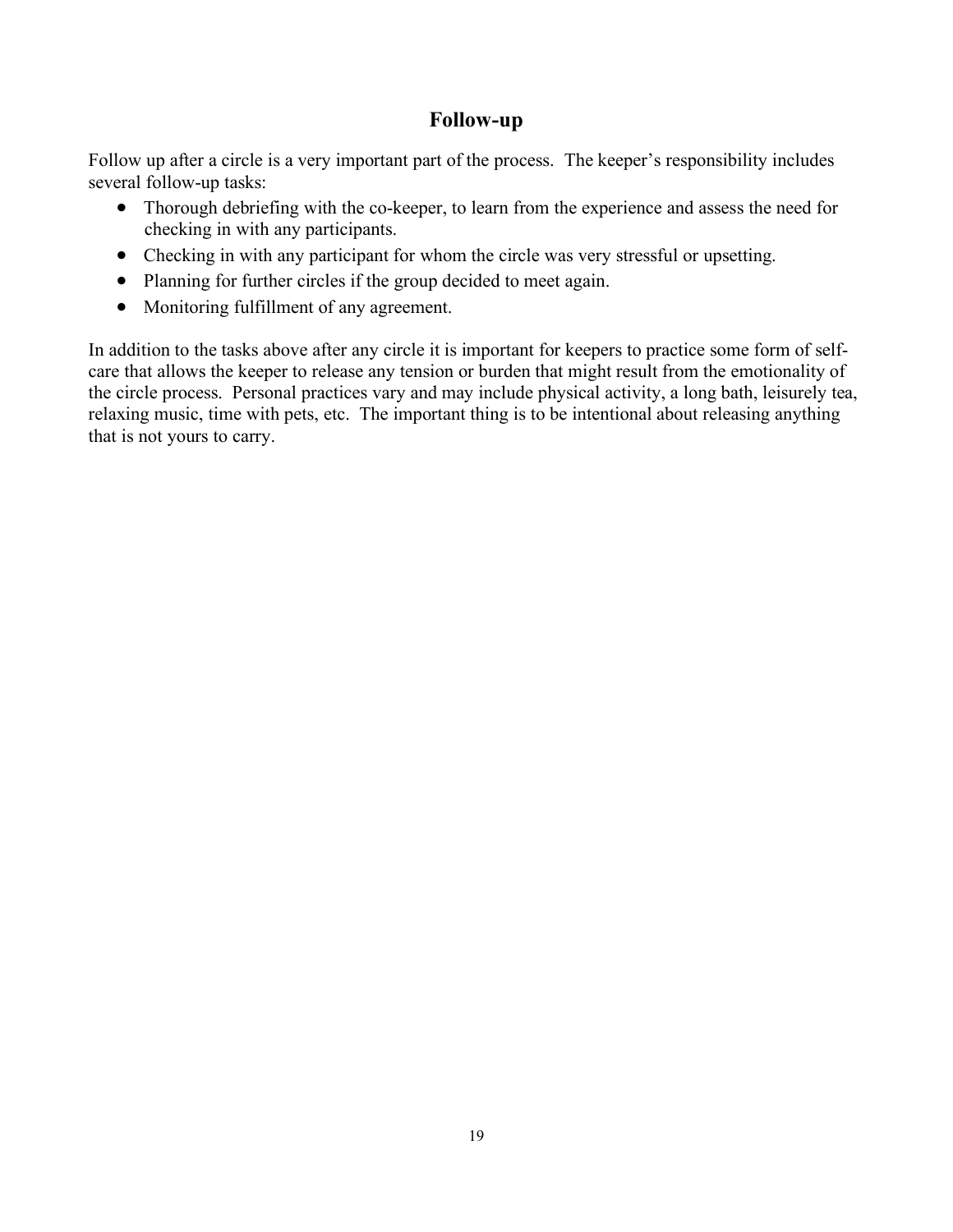## Follow-up

Follow up after a circle is a very important part of the process. The keeper's responsibility includes several follow-up tasks:

- Thorough debriefing with the co-keeper, to learn from the experience and assess the need for checking in with any participants.
- Checking in with any participant for whom the circle was very stressful or upsetting.
- Planning for further circles if the group decided to meet again.
- Monitoring fulfillment of any agreement.

In addition to the tasks above after any circle it is important for keepers to practice some form of self-care that allows the keeper to release any tension or burden that might result from the emotionality of the circle process. Personal practices vary and may include physical activity, a long bath, leisurely tea, relaxing music, time with pets, etc. The important thing is to be intentional about releasing anything that is not yours to carry.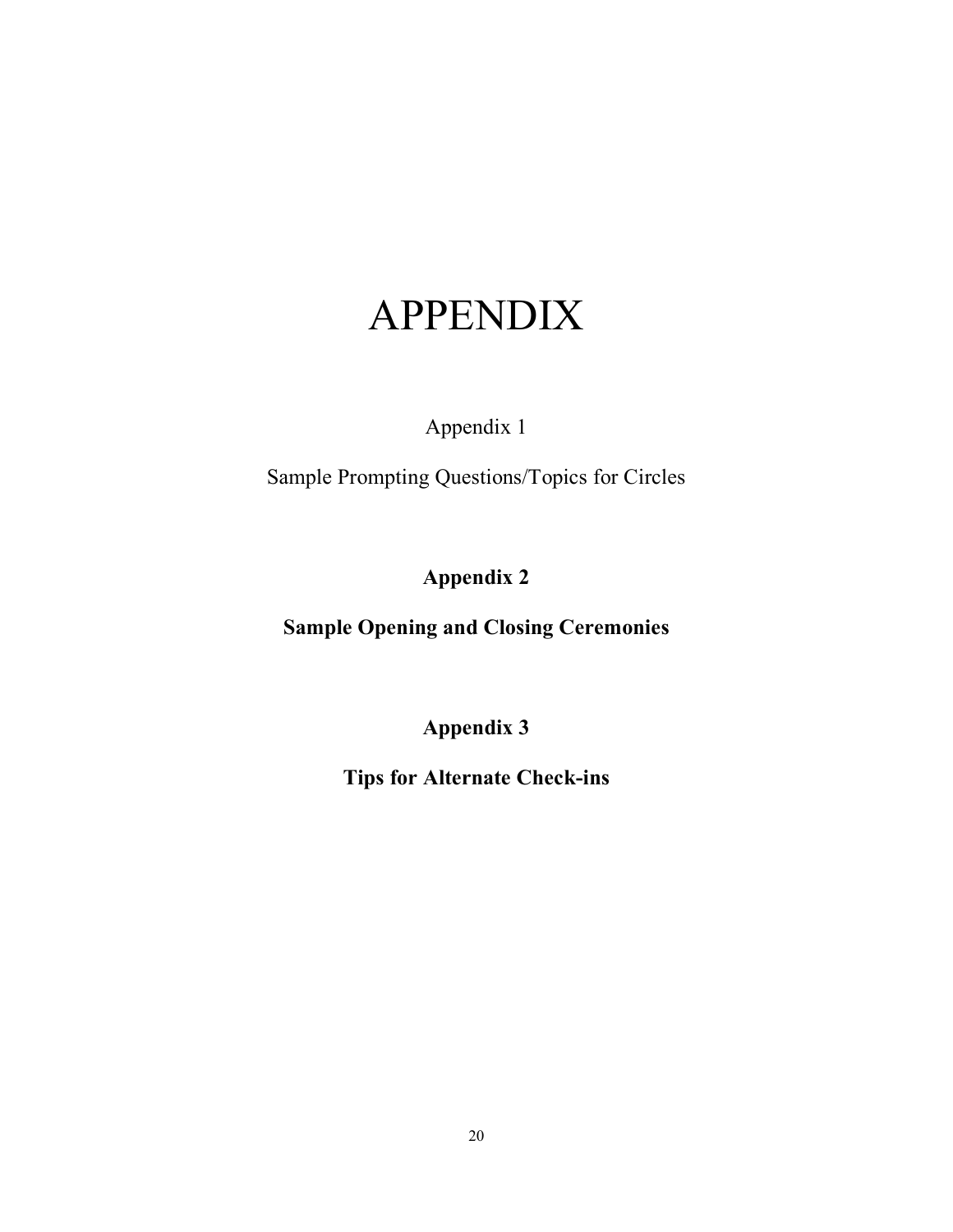# APPENDIX

Appendix 1

Sample Prompting Questions/Topics for Circles

**Appendix 2**

**Sample Opening and Closing Ceremonies**

**Appendix 3**

**Tips for Alternate Check-ins**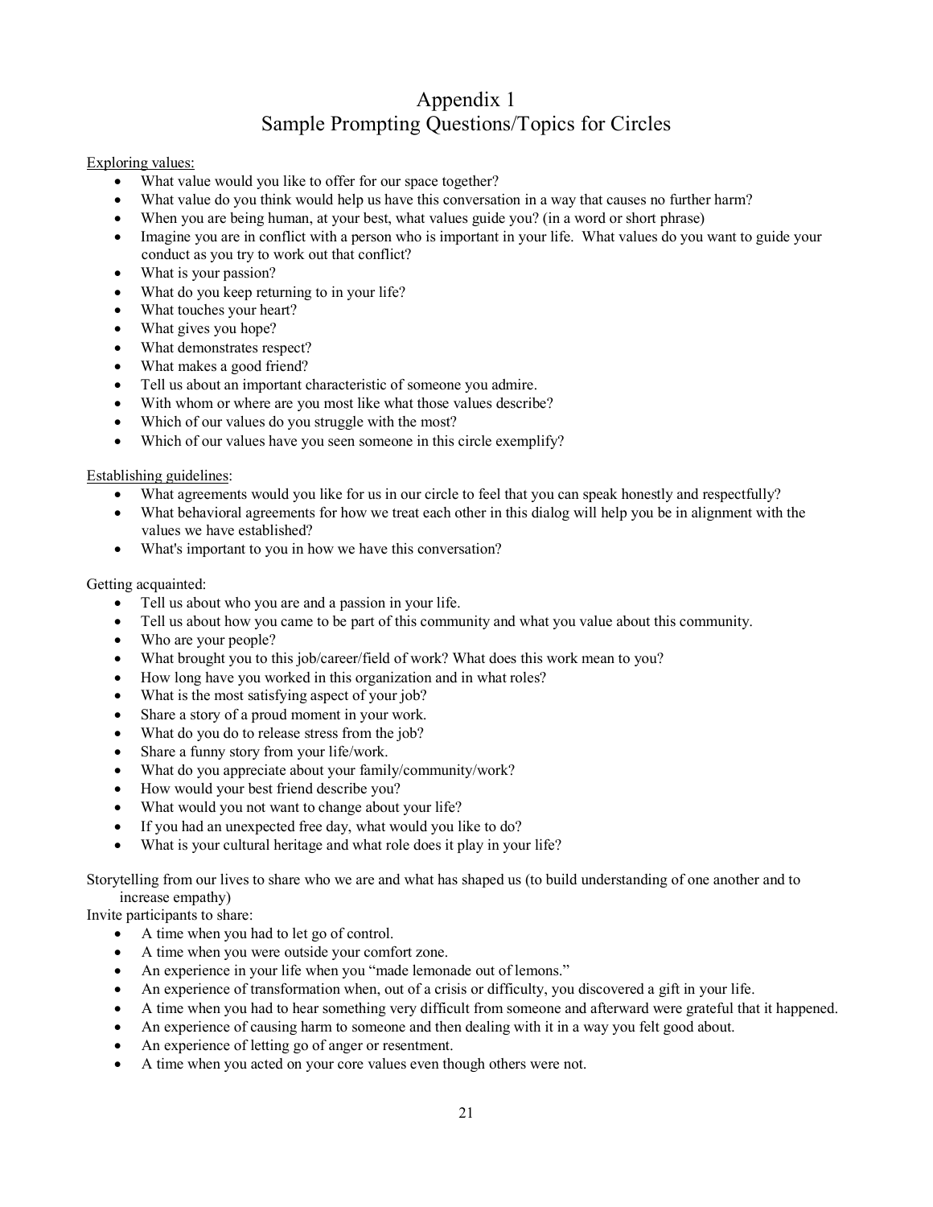# Appendix 1
## Sample Prompting Questions/Topics for Circles

Exploring values:

- What value would you like to offer for our space together?
- What value do you think would help us have this conversation in a way that causes no further harm?
- When you are being human, at your best, what values guide you? (in a word or short phrase)
- Imagine you are in conflict with a person who is important in your life. What values do you want to guide your conduct as you try to work out that conflict?
- What is your passion?
- What do you keep returning to in your life?
- What touches your heart?
- What gives you hope?
- What demonstrates respect?
- What makes a good friend?
- Tell us about an important characteristic of someone you admire.
- With whom or where are you most like what those values describe?
- Which of our values do you struggle with the most?
- Which of our values have you seen someone in this circle exemplify?

Establishing guidelines:

- What agreements would you like for us in our circle to feel that you can speak honestly and respectfully?
- What behavioral agreements for how we treat each other in this dialog will help you be in alignment with the values we have established?
- What's important to you in how we have this conversation?

Getting acquainted:

- Tell us about who you are and a passion in your life.
- Tell us about how you came to be part of this community and what you value about this community.
- Who are your people?
- What brought you to this job/career/field of work? What does this work mean to you?
- How long have you worked in this organization and in what roles?
- What is the most satisfying aspect of your job?
- Share a story of a proud moment in your work.
- What do you do to release stress from the job?
- Share a funny story from your life/work.
- What do you appreciate about your family/community/work?
- How would your best friend describe you?
- What would you not want to change about your life?
- If you had an unexpected free day, what would you like to do?
- What is your cultural heritage and what role does it play in your life?

Storytelling from our lives to share who we are and what has shaped us (to build understanding of one another and to increase empathy)

Invite participants to share:

- A time when you had to let go of control.
- A time when you were outside your comfort zone.
- An experience in your life when you "made lemonade out of lemons."
- An experience of transformation when, out of a crisis or difficulty, you discovered a gift in your life.
- A time when you had to hear something very difficult from someone and afterward were grateful that it happened.
- An experience of causing harm to someone and then dealing with it in a way you felt good about.
- An experience of letting go of anger or resentment.
- A time when you acted on your core values even though others were not.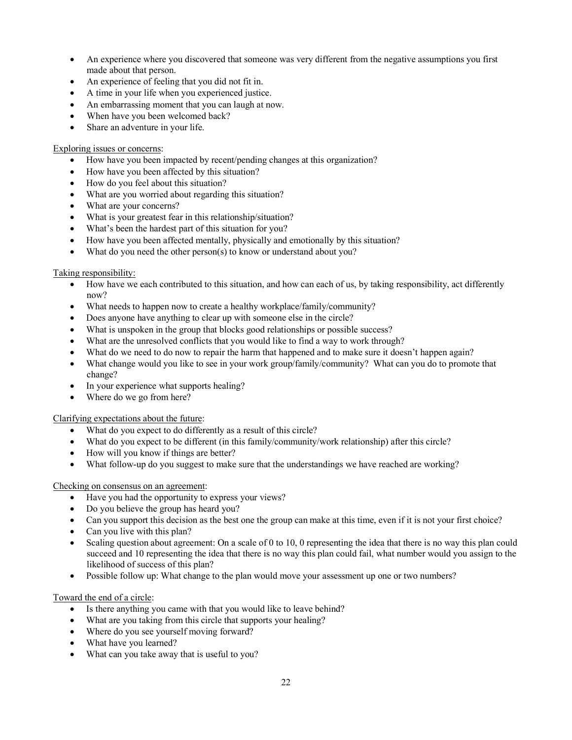- An experience where you discovered that someone was very different from the negative assumptions you first made about that person.
- An experience of feeling that you did not fit in.
- A time in your life when you experienced justice.
- An embarrassing moment that you can laugh at now.
- When have you been welcomed back?
- Share an adventure in your life.

<u>Exploring issues or concerns</u>:

- How have you been impacted by recent/pending changes at this organization?
- How have you been affected by this situation?
- How do you feel about this situation?
- What are you worried about regarding this situation?
- What are your concerns?
- What is your greatest fear in this relationship/situation?
- What's been the hardest part of this situation for you?
- How have you been affected mentally, physically and emotionally by this situation?
- What do you need the other person(s) to know or understand about you?

<u>Taking responsibility:</u>

- How have we each contributed to this situation, and how can each of us, by taking responsibility, act differently now?
- What needs to happen now to create a healthy workplace/family/community?
- Does anyone have anything to clear up with someone else in the circle?
- What is unspoken in the group that blocks good relationships or possible success?
- What are the unresolved conflicts that you would like to find a way to work through?
- What do we need to do now to repair the harm that happened and to make sure it doesn't happen again?
- What change would you like to see in your work group/family/community? What can you do to promote that change?
- In your experience what supports healing?
- Where do we go from here?

<u>Clarifying expectations about the future</u>:

- What do you expect to do differently as a result of this circle?
- What do you expect to be different (in this family/community/work relationship) after this circle?
- How will you know if things are better?
- What follow-up do you suggest to make sure that the understandings we have reached are working?

<u>Checking on consensus on an agreement</u>:

- Have you had the opportunity to express your views?
- Do you believe the group has heard you?
- Can you support this decision as the best one the group can make at this time, even if it is not your first choice?
- Can you live with this plan?
- Scaling question about agreement: On a scale of 0 to 10, 0 representing the idea that there is no way this plan could succeed and 10 representing the idea that there is no way this plan could fail, what number would you assign to the likelihood of success of this plan?
- Possible follow up: What change to the plan would move your assessment up one or two numbers?

<u>Toward the end of a circle</u>:

- Is there anything you came with that you would like to leave behind?
- What are you taking from this circle that supports your healing?
- Where do you see yourself moving forward?
- What have you learned?
- What can you take away that is useful to you?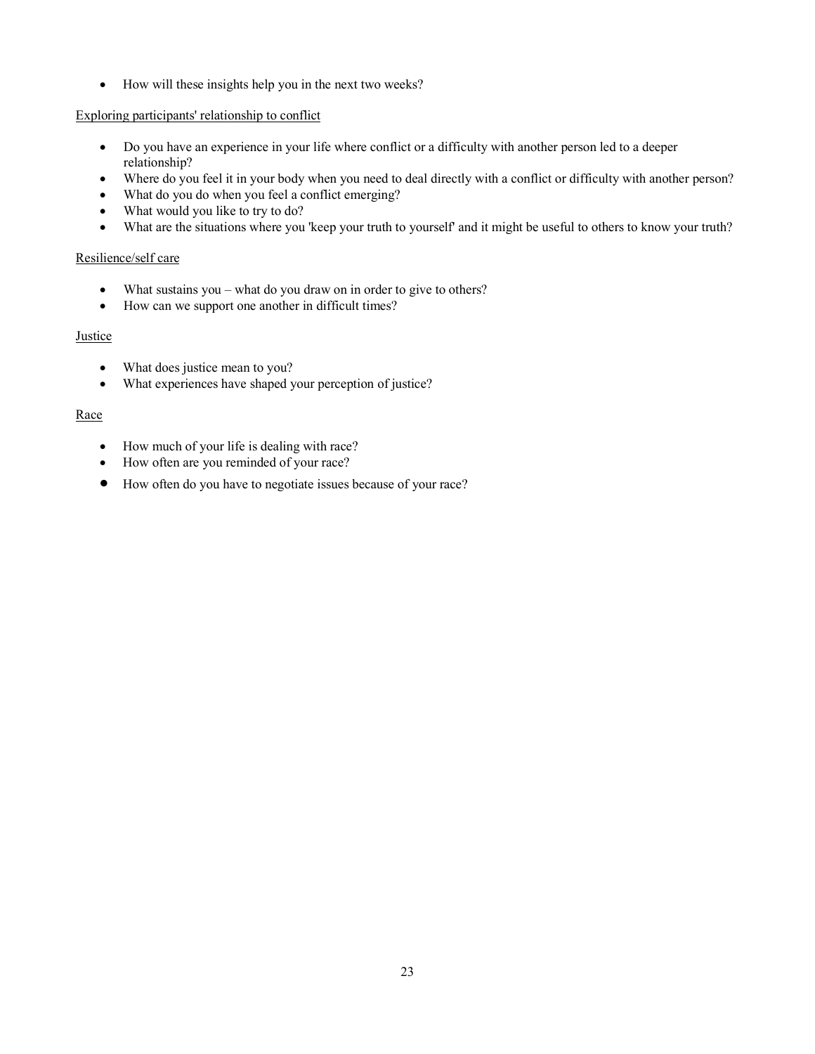- How will these insights help you in the next two weeks?

Exploring participants' relationship to conflict

- Do you have an experience in your life where conflict or a difficulty with another person led to a deeper relationship?
- Where do you feel it in your body when you need to deal directly with a conflict or difficulty with another person?
- What do you do when you feel a conflict emerging?
- What would you like to try to do?
- What are the situations where you 'keep your truth to yourself' and it might be useful to others to know your truth?

Resilience/self care

- What sustains you – what do you draw on in order to give to others?
- How can we support one another in difficult times?

Justice

- What does justice mean to you?
- What experiences have shaped your perception of justice?

Race

- How much of your life is dealing with race?
- How often are you reminded of your race?
- How often do you have to negotiate issues because of your race?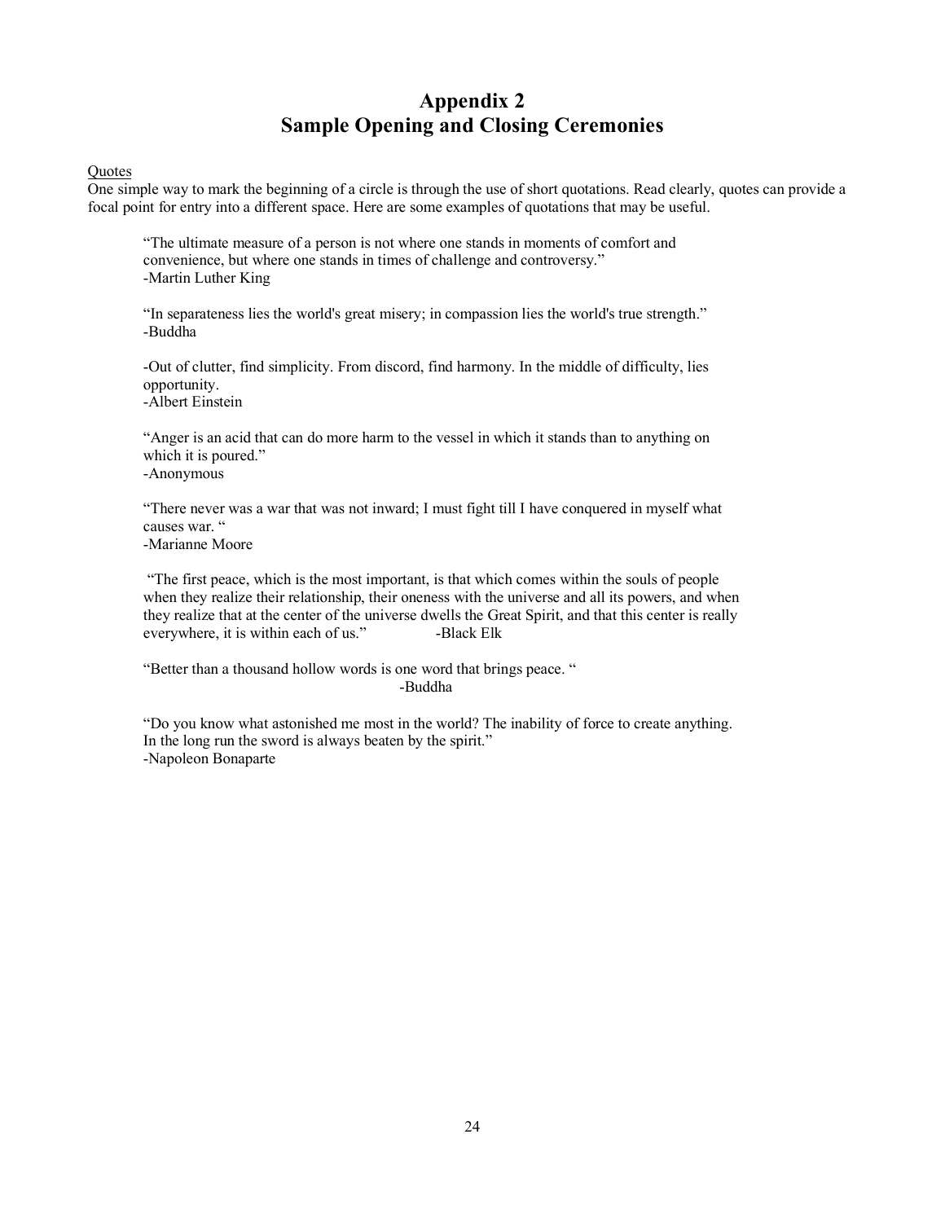# Appendix 2
# Sample Opening and Closing Ceremonies

Quotes

One simple way to mark the beginning of a circle is through the use of short quotations. Read clearly, quotes can provide a focal point for entry into a different space. Here are some examples of quotations that may be useful.

> "The ultimate measure of a person is not where one stands in moments of comfort and convenience, but where one stands in times of challenge and controversy."
> -Martin Luther King

> "In separateness lies the world's great misery; in compassion lies the world's true strength."
> -Buddha

> -Out of clutter, find simplicity. From discord, find harmony. In the middle of difficulty, lies opportunity.
> -Albert Einstein

> "Anger is an acid that can do more harm to the vessel in which it stands than to anything on which it is poured."
> -Anonymous

> "There never was a war that was not inward; I must fight till I have conquered in myself what causes war. "
> -Marianne Moore

> "The first peace, which is the most important, is that which comes within the souls of people when they realize their relationship, their oneness with the universe and all its powers, and when they realize that at the center of the universe dwells the Great Spirit, and that this center is really everywhere, it is within each of us." -Black Elk

> "Better than a thousand hollow words is one word that brings peace. "
> -Buddha

> "Do you know what astonished me most in the world? The inability of force to create anything. In the long run the sword is always beaten by the spirit."
> -Napoleon Bonaparte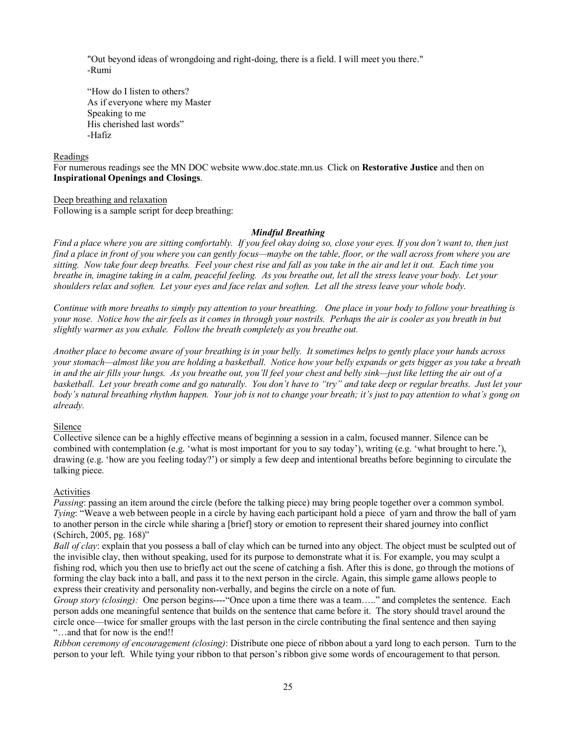"Out beyond ideas of wrongdoing and right-doing, there is a field. I will meet you there."
-Rumi

"How do I listen to others?
As if everyone where my Master
Speaking to me
His cherished last words"
-Hafiz

Readings

For numerous readings see the MN DOC website www.doc.state.mn.us Click on **Restorative Justice** and then on **Inspirational Openings and Closings**.

Deep breathing and relaxation

Following is a sample script for deep breathing:

***Mindful Breathing***

*Find a place where you are sitting comfortably. If you feel okay doing so, close your eyes. If you don't want to, then just find a place in front of you where you can gently focus—maybe on the table, floor, or the wall across from where you are sitting. Now take four deep breaths. Feel your chest rise and fall as you take in the air and let it out. Each time you breathe in, imagine taking in a calm, peaceful feeling. As you breathe out, let all the stress leave your body. Let your shoulders relax and soften. Let your eyes and face relax and soften. Let all the stress leave your whole body.*

*Continue with more breaths to simply pay attention to your breathing. One place in your body to follow your breathing is your nose. Notice how the air feels as it comes in through your nostrils. Perhaps the air is cooler as you breath in but slightly warmer as you exhale. Follow the breath completely as you breathe out.*

*Another place to become aware of your breathing is in your belly. It sometimes helps to gently place your hands across your stomach—almost like you are holding a basketball. Notice how your belly expands or gets bigger as you take a breath in and the air fills your lungs. As you breathe out, you'll feel your chest and belly sink—just like letting the air out of a basketball. Let your breath come and go naturally. You don't have to "try" and take deep or regular breaths. Just let your body's natural breathing rhythm happen. Your job is not to change your breath; it's just to pay attention to what's gong on already.*

Silence

Collective silence can be a highly effective means of beginning a session in a calm, focused manner. Silence can be combined with contemplation (e.g. 'what is most important for you to say today'), writing (e.g. 'what brought to here.'), drawing (e.g. 'how are you feeling today?') or simply a few deep and intentional breaths before beginning to circulate the talking piece.

Activities

*Passing*: passing an item around the circle (before the talking piece) may bring people together over a common symbol.
*Tying*: "Weave a web between people in a circle by having each participant hold a piece of yarn and throw the ball of yarn to another person in the circle while sharing a [brief] story or emotion to represent their shared journey into conflict (Schirch, 2005, pg. 168)"
*Ball of clay*: explain that you possess a ball of clay which can be turned into any object. The object must be sculpted out of the invisible clay, then without speaking, used for its purpose to demonstrate what it is. For example, you may sculpt a fishing rod, which you then use to briefly act out the scene of catching a fish. After this is done, go through the motions of forming the clay back into a ball, and pass it to the next person in the circle. Again, this simple game allows people to express their creativity and personality non-verbally, and begins the circle on a note of fun.
*Group story (closing):* One person begins----"Once upon a time there was a team….." and completes the sentence. Each person adds one meaningful sentence that builds on the sentence that came before it. The story should travel around the circle once—twice for smaller groups with the last person in the circle contributing the final sentence and then saying "…and that for now is the end!!
*Ribbon ceremony of encouragement (closing)*: Distribute one piece of ribbon about a yard long to each person. Turn to the person to your left. While tying your ribbon to that person's ribbon give some words of encouragement to that person.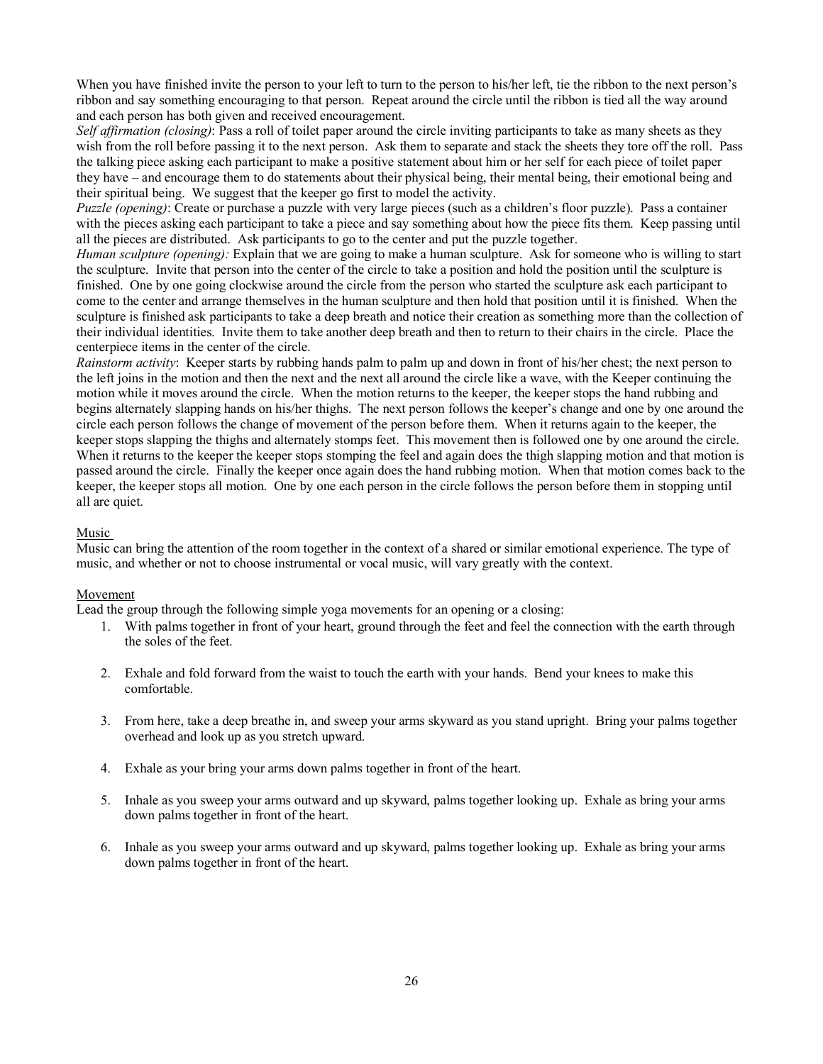When you have finished invite the person to your left to turn to the person to his/her left, tie the ribbon to the next person's ribbon and say something encouraging to that person. Repeat around the circle until the ribbon is tied all the way around and each person has both given and received encouragement.

*Self affirmation (closing)*: Pass a roll of toilet paper around the circle inviting participants to take as many sheets as they wish from the roll before passing it to the next person. Ask them to separate and stack the sheets they tore off the roll. Pass the talking piece asking each participant to make a positive statement about him or her self for each piece of toilet paper they have – and encourage them to do statements about their physical being, their mental being, their emotional being and their spiritual being. We suggest that the keeper go first to model the activity.

*Puzzle (opening)*: Create or purchase a puzzle with very large pieces (such as a children's floor puzzle). Pass a container with the pieces asking each participant to take a piece and say something about how the piece fits them. Keep passing until all the pieces are distributed. Ask participants to go to the center and put the puzzle together.

*Human sculpture (opening):* Explain that we are going to make a human sculpture. Ask for someone who is willing to start the sculpture. Invite that person into the center of the circle to take a position and hold the position until the sculpture is finished. One by one going clockwise around the circle from the person who started the sculpture ask each participant to come to the center and arrange themselves in the human sculpture and then hold that position until it is finished. When the sculpture is finished ask participants to take a deep breath and notice their creation as something more than the collection of their individual identities. Invite them to take another deep breath and then to return to their chairs in the circle. Place the centerpiece items in the center of the circle.

*Rainstorm activity*: Keeper starts by rubbing hands palm to palm up and down in front of his/her chest; the next person to the left joins in the motion and then the next and the next all around the circle like a wave, with the Keeper continuing the motion while it moves around the circle. When the motion returns to the keeper, the keeper stops the hand rubbing and begins alternately slapping hands on his/her thighs. The next person follows the keeper's change and one by one around the circle each person follows the change of movement of the person before them. When it returns again to the keeper, the keeper stops slapping the thighs and alternately stomps feet. This movement then is followed one by one around the circle. When it returns to the keeper the keeper stops stomping the feel and again does the thigh slapping motion and that motion is passed around the circle. Finally the keeper once again does the hand rubbing motion. When that motion comes back to the keeper, the keeper stops all motion. One by one each person in the circle follows the person before them in stopping until all are quiet.

<u>Music</u>

Music can bring the attention of the room together in the context of a shared or similar emotional experience. The type of music, and whether or not to choose instrumental or vocal music, will vary greatly with the context.

<u>Movement</u>

Lead the group through the following simple yoga movements for an opening or a closing:

1. With palms together in front of your heart, ground through the feet and feel the connection with the earth through the soles of the feet.

2. Exhale and fold forward from the waist to touch the earth with your hands. Bend your knees to make this comfortable.

3. From here, take a deep breathe in, and sweep your arms skyward as you stand upright. Bring your palms together overhead and look up as you stretch upward.

4. Exhale as your bring your arms down palms together in front of the heart.

5. Inhale as you sweep your arms outward and up skyward, palms together looking up. Exhale as bring your arms down palms together in front of the heart.

6. Inhale as you sweep your arms outward and up skyward, palms together looking up. Exhale as bring your arms down palms together in front of the heart.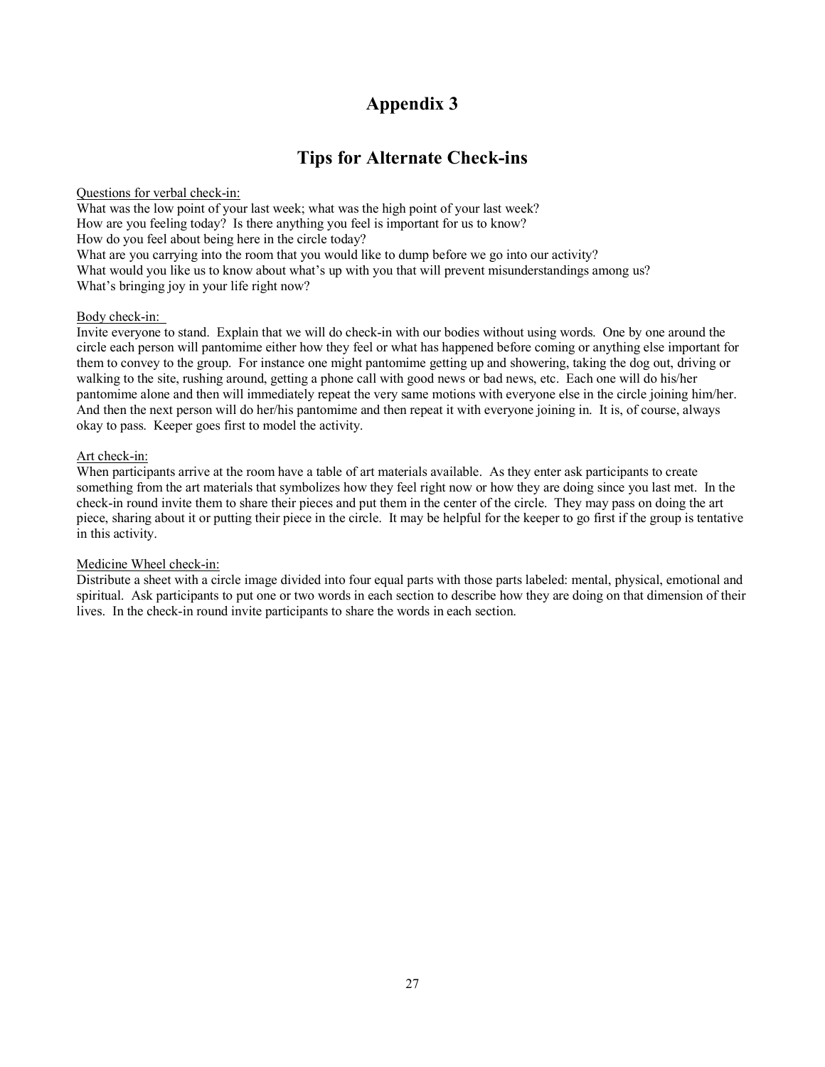# Appendix 3

## Tips for Alternate Check-ins

Questions for verbal check-in:

What was the low point of your last week; what was the high point of your last week?
How are you feeling today? Is there anything you feel is important for us to know?
How do you feel about being here in the circle today?
What are you carrying into the room that you would like to dump before we go into our activity?
What would you like us to know about what's up with you that will prevent misunderstandings among us?
What's bringing joy in your life right now?

Body check-in:

Invite everyone to stand. Explain that we will do check-in with our bodies without using words. One by one around the circle each person will pantomime either how they feel or what has happened before coming or anything else important for them to convey to the group. For instance one might pantomime getting up and showering, taking the dog out, driving or walking to the site, rushing around, getting a phone call with good news or bad news, etc. Each one will do his/her pantomime alone and then will immediately repeat the very same motions with everyone else in the circle joining him/her. And then the next person will do her/his pantomime and then repeat it with everyone joining in. It is, of course, always okay to pass. Keeper goes first to model the activity.

Art check-in:

When participants arrive at the room have a table of art materials available. As they enter ask participants to create something from the art materials that symbolizes how they feel right now or how they are doing since you last met. In the check-in round invite them to share their pieces and put them in the center of the circle. They may pass on doing the art piece, sharing about it or putting their piece in the circle. It may be helpful for the keeper to go first if the group is tentative in this activity.

Medicine Wheel check-in:

Distribute a sheet with a circle image divided into four equal parts with those parts labeled: mental, physical, emotional and spiritual. Ask participants to put one or two words in each section to describe how they are doing on that dimension of their lives. In the check-in round invite participants to share the words in each section.